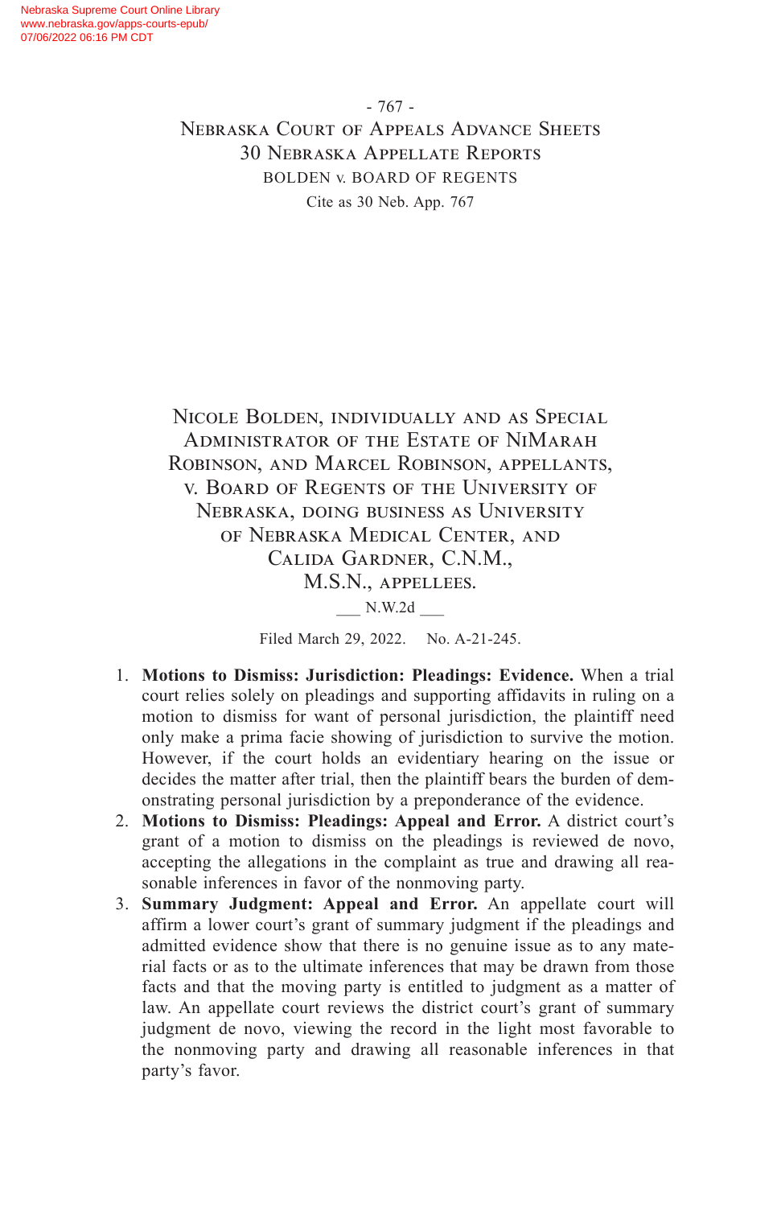Nicole Bolden, individually and as Special Administrator of the Estate of NiMarah Robinson, and Marcel Robinson, appellants, v. Board of Regents of the University of Nebraska, doing business as University of Nebraska Medical Center, and Calida Gardner, C.N.M., M.S.N., appellees.

\_\_\_ N.W.2d \_\_\_

Filed March 29, 2022. No. A-21-245.

1. **Motions to Dismiss: Jurisdiction: Pleadings: Evidence.** When a trial court relies solely on pleadings and supporting affidavits in ruling on a motion to dismiss for want of personal jurisdiction, the plaintiff need only make a prima facie showing of jurisdiction to survive the motion. However, if the court holds an evidentiary hearing on the issue or decides the matter after trial, then the plaintiff bears the burden of demonstrating personal jurisdiction by a preponderance of the evidence.
2. **Motions to Dismiss: Pleadings: Appeal and Error.** A district court's grant of a motion to dismiss on the pleadings is reviewed de novo, accepting the allegations in the complaint as true and drawing all reasonable inferences in favor of the nonmoving party.
3. **Summary Judgment: Appeal and Error.** An appellate court will affirm a lower court's grant of summary judgment if the pleadings and admitted evidence show that there is no genuine issue as to any material facts or as to the ultimate inferences that may be drawn from those facts and that the moving party is entitled to judgment as a matter of law. An appellate court reviews the district court's grant of summary judgment de novo, viewing the record in the light most favorable to the nonmoving party and drawing all reasonable inferences in that party's favor.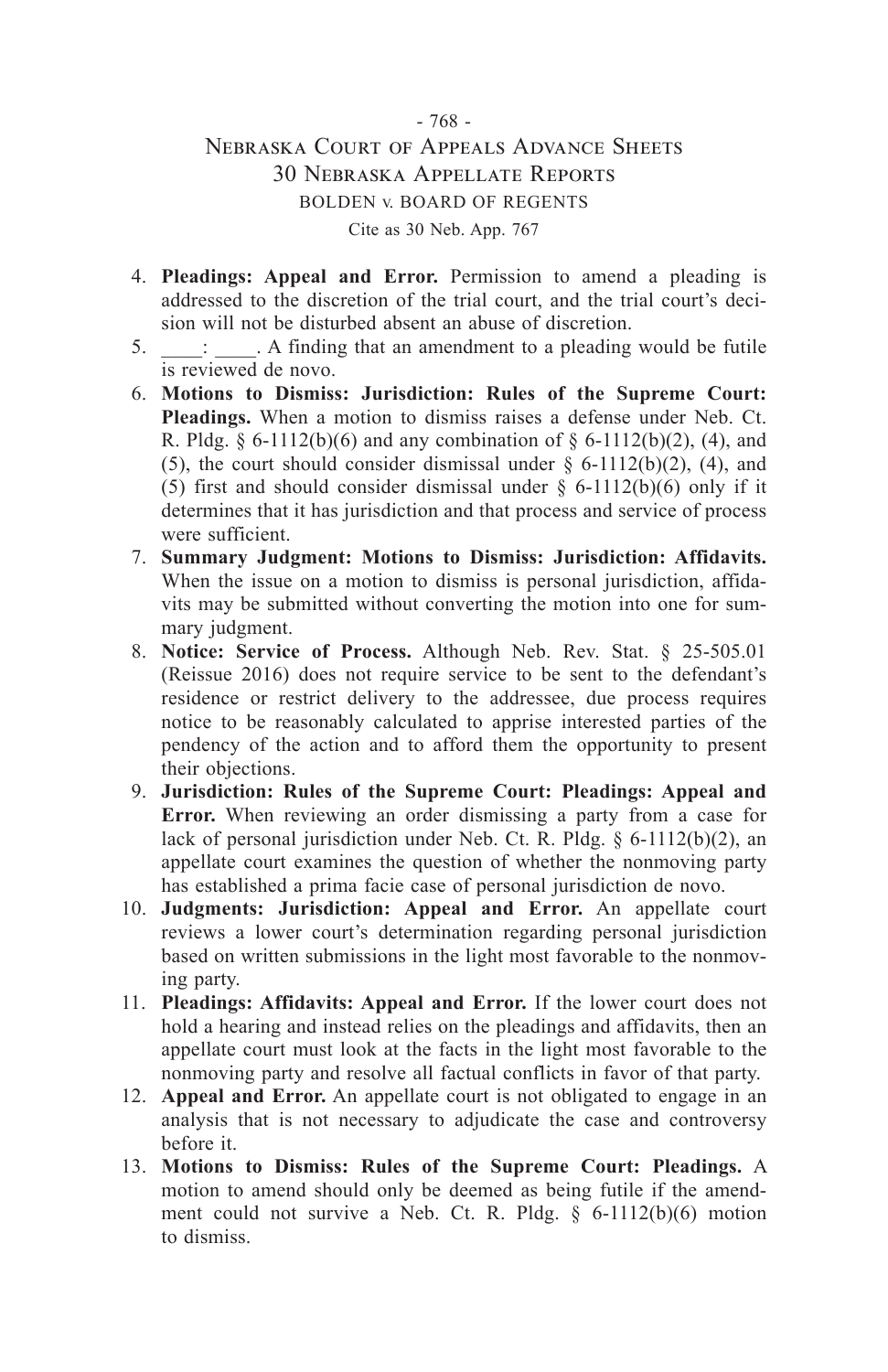4. **Pleadings: Appeal and Error.** Permission to amend a pleading is addressed to the discretion of the trial court, and the trial court's decision will not be disturbed absent an abuse of discretion.
5. ____: ____. A finding that an amendment to a pleading would be futile is reviewed de novo.
6. **Motions to Dismiss: Jurisdiction: Rules of the Supreme Court: Pleadings.** When a motion to dismiss raises a defense under Neb. Ct. R. Pldg. § 6-1112(b)(6) and any combination of § 6-1112(b)(2), (4), and (5), the court should consider dismissal under § 6-1112(b)(2), (4), and (5) first and should consider dismissal under § 6-1112(b)(6) only if it determines that it has jurisdiction and that process and service of process were sufficient.
7. **Summary Judgment: Motions to Dismiss: Jurisdiction: Affidavits.** When the issue on a motion to dismiss is personal jurisdiction, affidavits may be submitted without converting the motion into one for summary judgment.
8. **Notice: Service of Process.** Although Neb. Rev. Stat. § 25-505.01 (Reissue 2016) does not require service to be sent to the defendant's residence or restrict delivery to the addressee, due process requires notice to be reasonably calculated to apprise interested parties of the pendency of the action and to afford them the opportunity to present their objections.
9. **Jurisdiction: Rules of the Supreme Court: Pleadings: Appeal and Error.** When reviewing an order dismissing a party from a case for lack of personal jurisdiction under Neb. Ct. R. Pldg. § 6-1112(b)(2), an appellate court examines the question of whether the nonmoving party has established a prima facie case of personal jurisdiction de novo.
10. **Judgments: Jurisdiction: Appeal and Error.** An appellate court reviews a lower court's determination regarding personal jurisdiction based on written submissions in the light most favorable to the nonmoving party.
11. **Pleadings: Affidavits: Appeal and Error.** If the lower court does not hold a hearing and instead relies on the pleadings and affidavits, then an appellate court must look at the facts in the light most favorable to the nonmoving party and resolve all factual conflicts in favor of that party.
12. **Appeal and Error.** An appellate court is not obligated to engage in an analysis that is not necessary to adjudicate the case and controversy before it.
13. **Motions to Dismiss: Rules of the Supreme Court: Pleadings.** A motion to amend should only be deemed as being futile if the amendment could not survive a Neb. Ct. R. Pldg. § 6-1112(b)(6) motion to dismiss.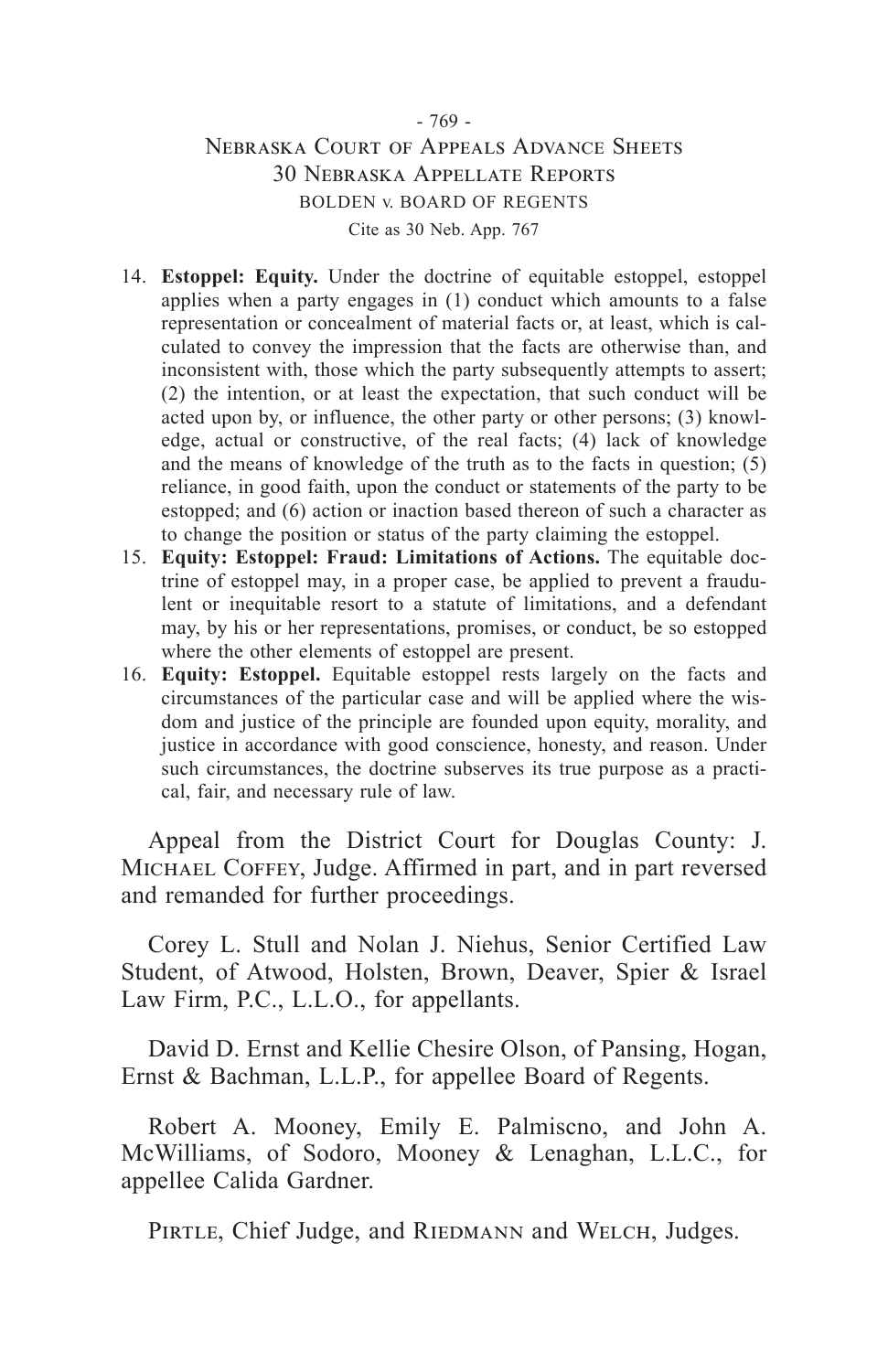14. **Estoppel: Equity.** Under the doctrine of equitable estoppel, estoppel applies when a party engages in (1) conduct which amounts to a false representation or concealment of material facts or, at least, which is calculated to convey the impression that the facts are otherwise than, and inconsistent with, those which the party subsequently attempts to assert; (2) the intention, or at least the expectation, that such conduct will be acted upon by, or influence, the other party or other persons; (3) knowledge, actual or constructive, of the real facts; (4) lack of knowledge and the means of knowledge of the truth as to the facts in question; (5) reliance, in good faith, upon the conduct or statements of the party to be estopped; and (6) action or inaction based thereon of such a character as to change the position or status of the party claiming the estoppel.
15. **Equity: Estoppel: Fraud: Limitations of Actions.** The equitable doctrine of estoppel may, in a proper case, be applied to prevent a fraudulent or inequitable resort to a statute of limitations, and a defendant may, by his or her representations, promises, or conduct, be so estopped where the other elements of estoppel are present.
16. **Equity: Estoppel.** Equitable estoppel rests largely on the facts and circumstances of the particular case and will be applied where the wisdom and justice of the principle are founded upon equity, morality, and justice in accordance with good conscience, honesty, and reason. Under such circumstances, the doctrine subserves its true purpose as a practical, fair, and necessary rule of law.

Appeal from the District Court for Douglas County: J. Michael Coffey, Judge. Affirmed in part, and in part reversed and remanded for further proceedings.

Corey L. Stull and Nolan J. Niehus, Senior Certified Law Student, of Atwood, Holsten, Brown, Deaver, Spier & Israel Law Firm, P.C., L.L.O., for appellants.

David D. Ernst and Kellie Chesire Olson, of Pansing, Hogan, Ernst & Bachman, L.L.P., for appellee Board of Regents.

Robert A. Mooney, Emily E. Palmiscno, and John A. McWilliams, of Sodoro, Mooney & Lenaghan, L.L.C., for appellee Calida Gardner.

Pirtle, Chief Judge, and Riedmann and Welch, Judges.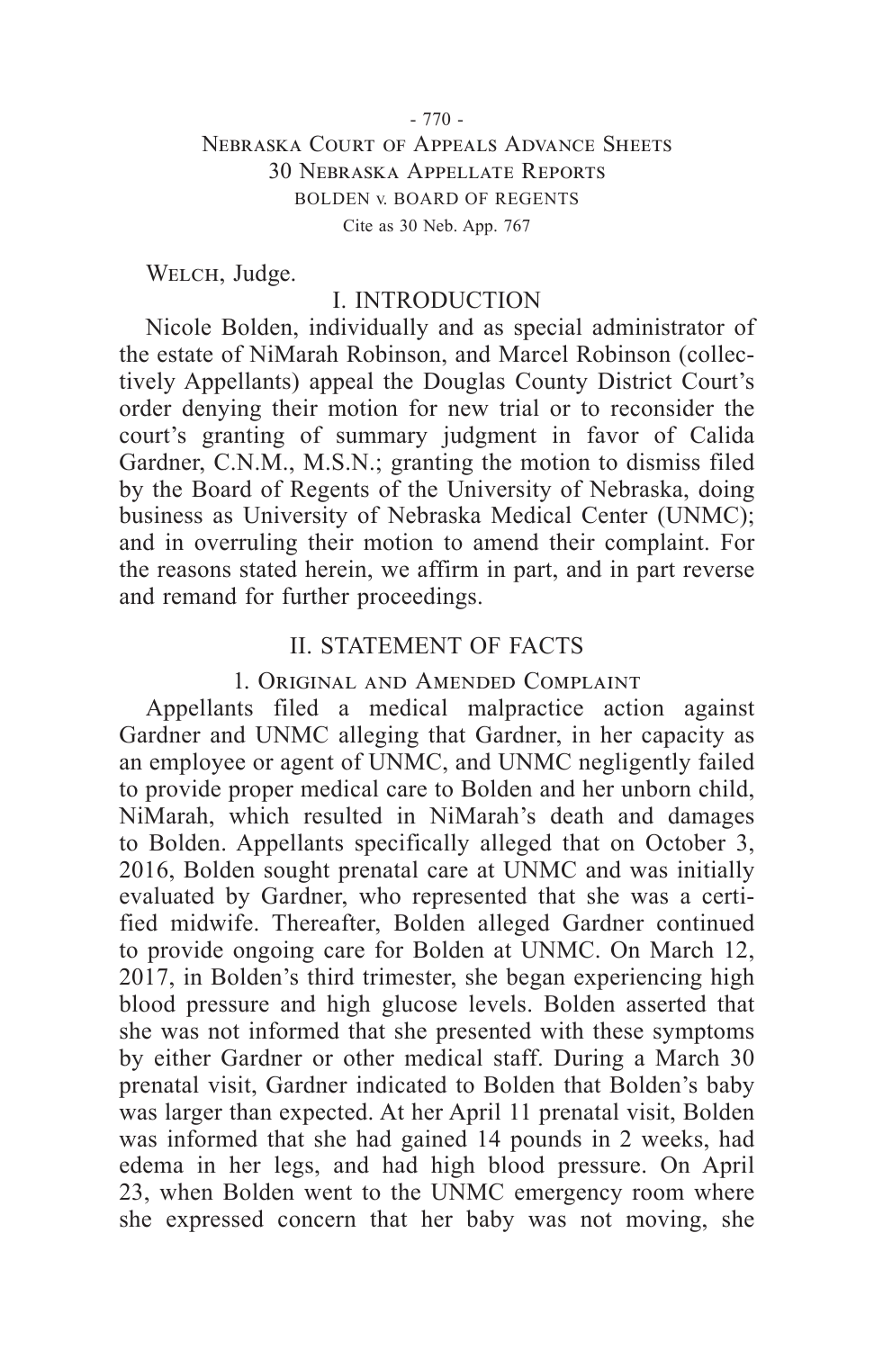Welch, Judge.

## I. INTRODUCTION

Nicole Bolden, individually and as special administrator of the estate of NiMarah Robinson, and Marcel Robinson (collectively Appellants) appeal the Douglas County District Court's order denying their motion for new trial or to reconsider the court's granting of summary judgment in favor of Calida Gardner, C.N.M., M.S.N.; granting the motion to dismiss filed by the Board of Regents of the University of Nebraska, doing business as University of Nebraska Medical Center (UNMC); and in overruling their motion to amend their complaint. For the reasons stated herein, we affirm in part, and in part reverse and remand for further proceedings.

## II. STATEMENT OF FACTS

### 1. Original and Amended Complaint

Appellants filed a medical malpractice action against Gardner and UNMC alleging that Gardner, in her capacity as an employee or agent of UNMC, and UNMC negligently failed to provide proper medical care to Bolden and her unborn child, NiMarah, which resulted in NiMarah's death and damages to Bolden. Appellants specifically alleged that on October 3, 2016, Bolden sought prenatal care at UNMC and was initially evaluated by Gardner, who represented that she was a certified midwife. Thereafter, Bolden alleged Gardner continued to provide ongoing care for Bolden at UNMC. On March 12, 2017, in Bolden's third trimester, she began experiencing high blood pressure and high glucose levels. Bolden asserted that she was not informed that she presented with these symptoms by either Gardner or other medical staff. During a March 30 prenatal visit, Gardner indicated to Bolden that Bolden's baby was larger than expected. At her April 11 prenatal visit, Bolden was informed that she had gained 14 pounds in 2 weeks, had edema in her legs, and had high blood pressure. On April 23, when Bolden went to the UNMC emergency room where she expressed concern that her baby was not moving, she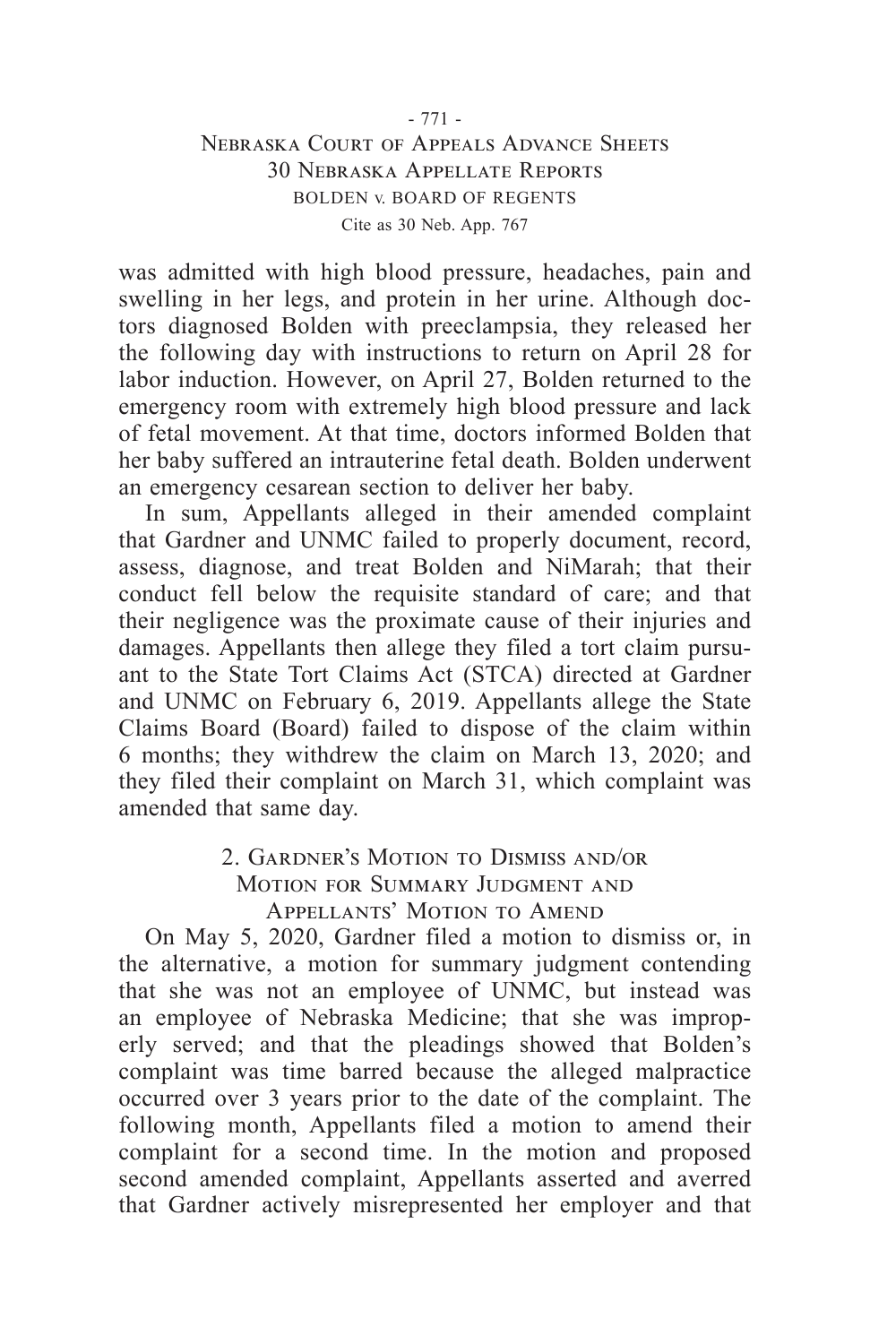was admitted with high blood pressure, headaches, pain and swelling in her legs, and protein in her urine. Although doctors diagnosed Bolden with preeclampsia, they released her the following day with instructions to return on April 28 for labor induction. However, on April 27, Bolden returned to the emergency room with extremely high blood pressure and lack of fetal movement. At that time, doctors informed Bolden that her baby suffered an intrauterine fetal death. Bolden underwent an emergency cesarean section to deliver her baby.

In sum, Appellants alleged in their amended complaint that Gardner and UNMC failed to properly document, record, assess, diagnose, and treat Bolden and NiMarah; that their conduct fell below the requisite standard of care; and that their negligence was the proximate cause of their injuries and damages. Appellants then allege they filed a tort claim pursuant to the State Tort Claims Act (STCA) directed at Gardner and UNMC on February 6, 2019. Appellants allege the State Claims Board (Board) failed to dispose of the claim within 6 months; they withdrew the claim on March 13, 2020; and they filed their complaint on March 31, which complaint was amended that same day.

### 2. Gardner's Motion to Dismiss and/or Motion for Summary Judgment and Appellants' Motion to Amend

On May 5, 2020, Gardner filed a motion to dismiss or, in the alternative, a motion for summary judgment contending that she was not an employee of UNMC, but instead was an employee of Nebraska Medicine; that she was improperly served; and that the pleadings showed that Bolden's complaint was time barred because the alleged malpractice occurred over 3 years prior to the date of the complaint. The following month, Appellants filed a motion to amend their complaint for a second time. In the motion and proposed second amended complaint, Appellants asserted and averred that Gardner actively misrepresented her employer and that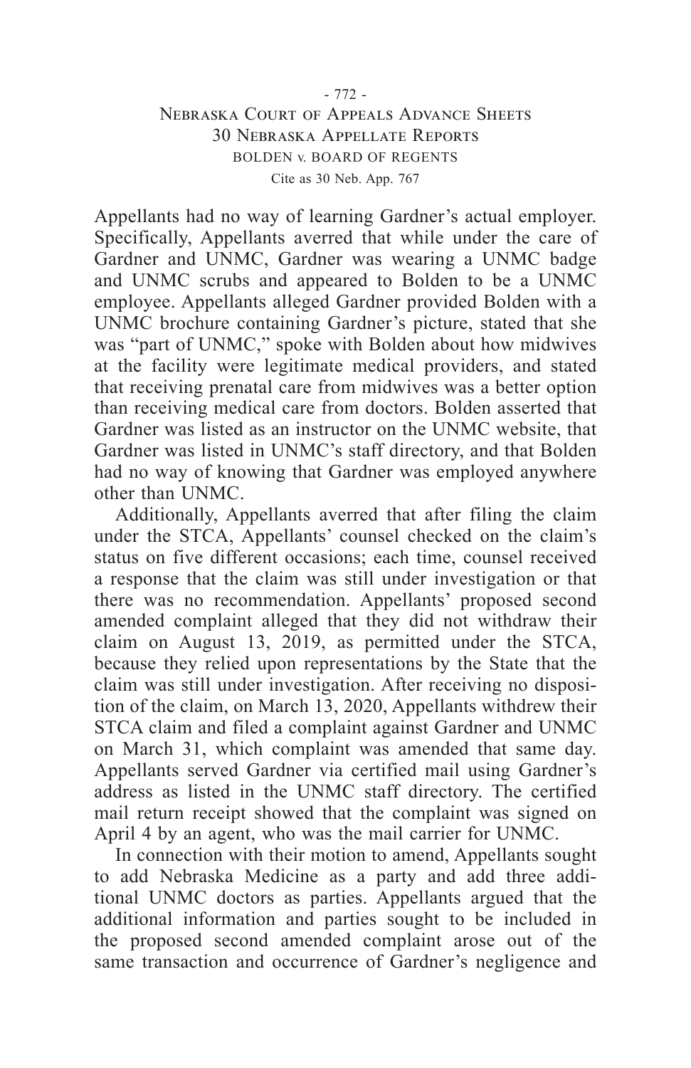Appellants had no way of learning Gardner's actual employer. Specifically, Appellants averred that while under the care of Gardner and UNMC, Gardner was wearing a UNMC badge and UNMC scrubs and appeared to Bolden to be a UNMC employee. Appellants alleged Gardner provided Bolden with a UNMC brochure containing Gardner's picture, stated that she was "part of UNMC," spoke with Bolden about how midwives at the facility were legitimate medical providers, and stated that receiving prenatal care from midwives was a better option than receiving medical care from doctors. Bolden asserted that Gardner was listed as an instructor on the UNMC website, that Gardner was listed in UNMC's staff directory, and that Bolden had no way of knowing that Gardner was employed anywhere other than UNMC.

Additionally, Appellants averred that after filing the claim under the STCA, Appellants' counsel checked on the claim's status on five different occasions; each time, counsel received a response that the claim was still under investigation or that there was no recommendation. Appellants' proposed second amended complaint alleged that they did not withdraw their claim on August 13, 2019, as permitted under the STCA, because they relied upon representations by the State that the claim was still under investigation. After receiving no disposition of the claim, on March 13, 2020, Appellants withdrew their STCA claim and filed a complaint against Gardner and UNMC on March 31, which complaint was amended that same day. Appellants served Gardner via certified mail using Gardner's address as listed in the UNMC staff directory. The certified mail return receipt showed that the complaint was signed on April 4 by an agent, who was the mail carrier for UNMC.

In connection with their motion to amend, Appellants sought to add Nebraska Medicine as a party and add three additional UNMC doctors as parties. Appellants argued that the additional information and parties sought to be included in the proposed second amended complaint arose out of the same transaction and occurrence of Gardner's negligence and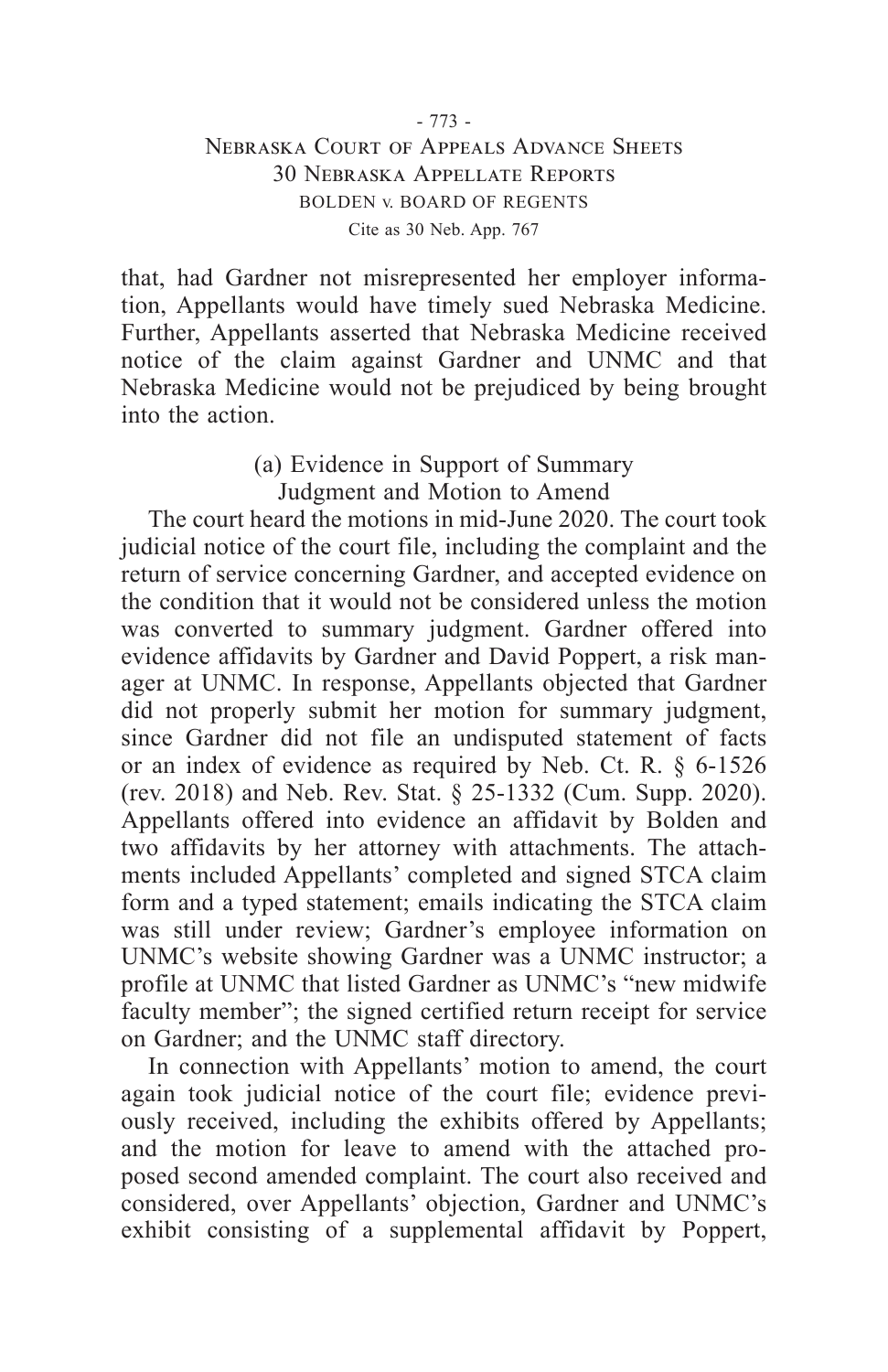that, had Gardner not misrepresented her employer information, Appellants would have timely sued Nebraska Medicine. Further, Appellants asserted that Nebraska Medicine received notice of the claim against Gardner and UNMC and that Nebraska Medicine would not be prejudiced by being brought into the action.

(a) Evidence in Support of Summary Judgment and Motion to Amend

The court heard the motions in mid-June 2020. The court took judicial notice of the court file, including the complaint and the return of service concerning Gardner, and accepted evidence on the condition that it would not be considered unless the motion was converted to summary judgment. Gardner offered into evidence affidavits by Gardner and David Poppert, a risk manager at UNMC. In response, Appellants objected that Gardner did not properly submit her motion for summary judgment, since Gardner did not file an undisputed statement of facts or an index of evidence as required by Neb. Ct. R. § 6-1526 (rev. 2018) and Neb. Rev. Stat. § 25-1332 (Cum. Supp. 2020). Appellants offered into evidence an affidavit by Bolden and two affidavits by her attorney with attachments. The attachments included Appellants' completed and signed STCA claim form and a typed statement; emails indicating the STCA claim was still under review; Gardner's employee information on UNMC's website showing Gardner was a UNMC instructor; a profile at UNMC that listed Gardner as UNMC's "new midwife faculty member"; the signed certified return receipt for service on Gardner; and the UNMC staff directory.

In connection with Appellants' motion to amend, the court again took judicial notice of the court file; evidence previously received, including the exhibits offered by Appellants; and the motion for leave to amend with the attached proposed second amended complaint. The court also received and considered, over Appellants' objection, Gardner and UNMC's exhibit consisting of a supplemental affidavit by Poppert,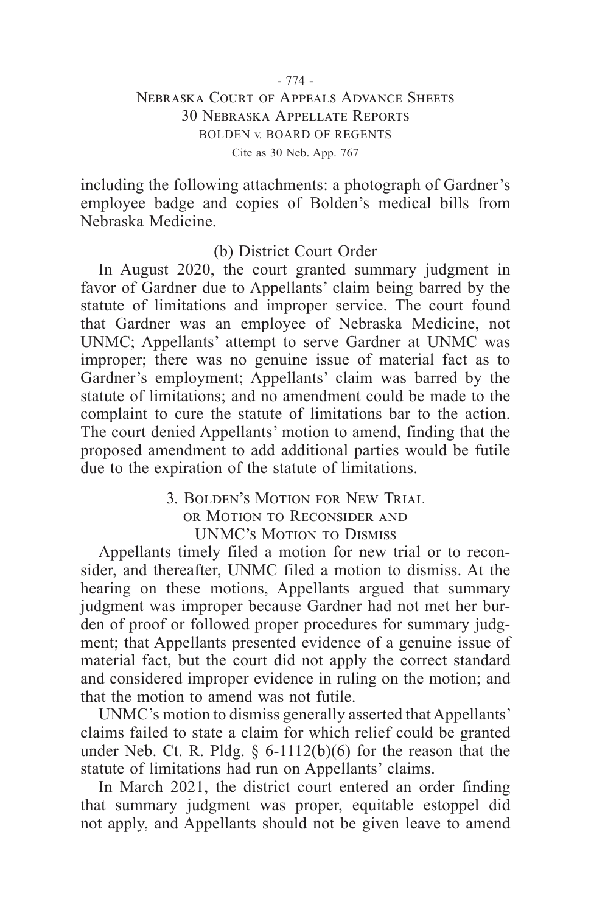including the following attachments: a photograph of Gardner's employee badge and copies of Bolden's medical bills from Nebraska Medicine.

(b) District Court Order

In August 2020, the court granted summary judgment in favor of Gardner due to Appellants' claim being barred by the statute of limitations and improper service. The court found that Gardner was an employee of Nebraska Medicine, not UNMC; Appellants' attempt to serve Gardner at UNMC was improper; there was no genuine issue of material fact as to Gardner's employment; Appellants' claim was barred by the statute of limitations; and no amendment could be made to the complaint to cure the statute of limitations bar to the action. The court denied Appellants' motion to amend, finding that the proposed amendment to add additional parties would be futile due to the expiration of the statute of limitations.

3. Bolden's Motion for New Trial or Motion to Reconsider and UNMC's Motion to Dismiss

Appellants timely filed a motion for new trial or to reconsider, and thereafter, UNMC filed a motion to dismiss. At the hearing on these motions, Appellants argued that summary judgment was improper because Gardner had not met her burden of proof or followed proper procedures for summary judgment; that Appellants presented evidence of a genuine issue of material fact, but the court did not apply the correct standard and considered improper evidence in ruling on the motion; and that the motion to amend was not futile.

UNMC's motion to dismiss generally asserted that Appellants' claims failed to state a claim for which relief could be granted under Neb. Ct. R. Pldg. § 6-1112(b)(6) for the reason that the statute of limitations had run on Appellants' claims.

In March 2021, the district court entered an order finding that summary judgment was proper, equitable estoppel did not apply, and Appellants should not be given leave to amend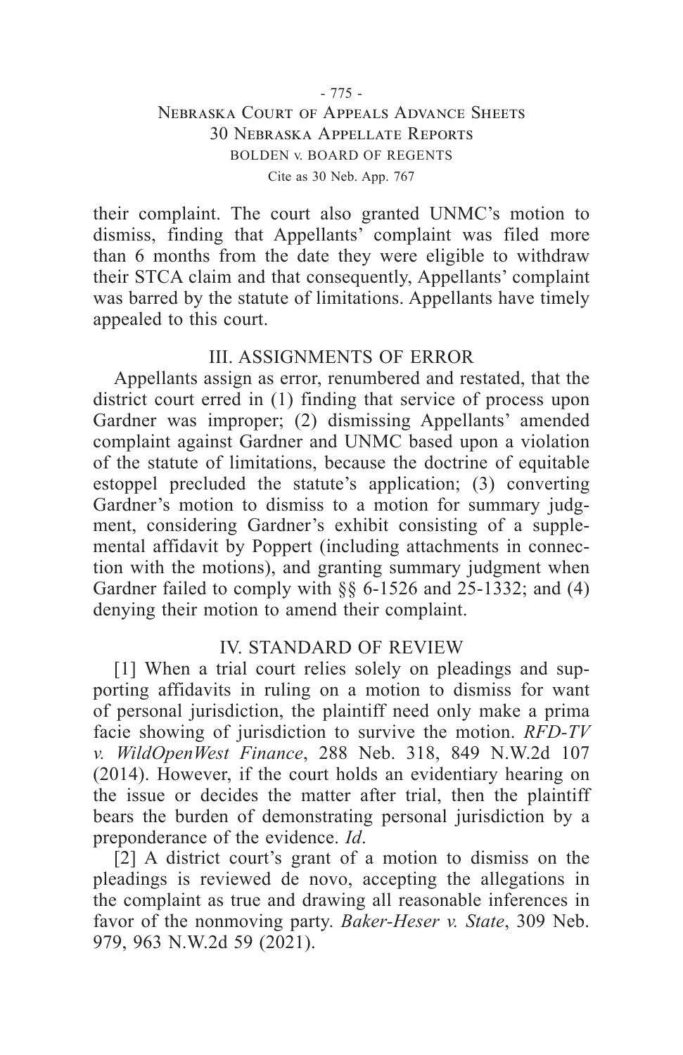their complaint. The court also granted UNMC's motion to dismiss, finding that Appellants' complaint was filed more than 6 months from the date they were eligible to withdraw their STCA claim and that consequently, Appellants' complaint was barred by the statute of limitations. Appellants have timely appealed to this court.

## III. ASSIGNMENTS OF ERROR

Appellants assign as error, renumbered and restated, that the district court erred in (1) finding that service of process upon Gardner was improper; (2) dismissing Appellants' amended complaint against Gardner and UNMC based upon a violation of the statute of limitations, because the doctrine of equitable estoppel precluded the statute's application; (3) converting Gardner's motion to dismiss to a motion for summary judgment, considering Gardner's exhibit consisting of a supplemental affidavit by Poppert (including attachments in connection with the motions), and granting summary judgment when Gardner failed to comply with §§ 6-1526 and 25-1332; and (4) denying their motion to amend their complaint.

## IV. STANDARD OF REVIEW

[1] When a trial court relies solely on pleadings and supporting affidavits in ruling on a motion to dismiss for want of personal jurisdiction, the plaintiff need only make a prima facie showing of jurisdiction to survive the motion. *RFD-TV v. WildOpenWest Finance*, 288 Neb. 318, 849 N.W.2d 107 (2014). However, if the court holds an evidentiary hearing on the issue or decides the matter after trial, then the plaintiff bears the burden of demonstrating personal jurisdiction by a preponderance of the evidence. *Id*.

[2] A district court's grant of a motion to dismiss on the pleadings is reviewed de novo, accepting the allegations in the complaint as true and drawing all reasonable inferences in favor of the nonmoving party. *Baker-Heser v. State*, 309 Neb. 979, 963 N.W.2d 59 (2021).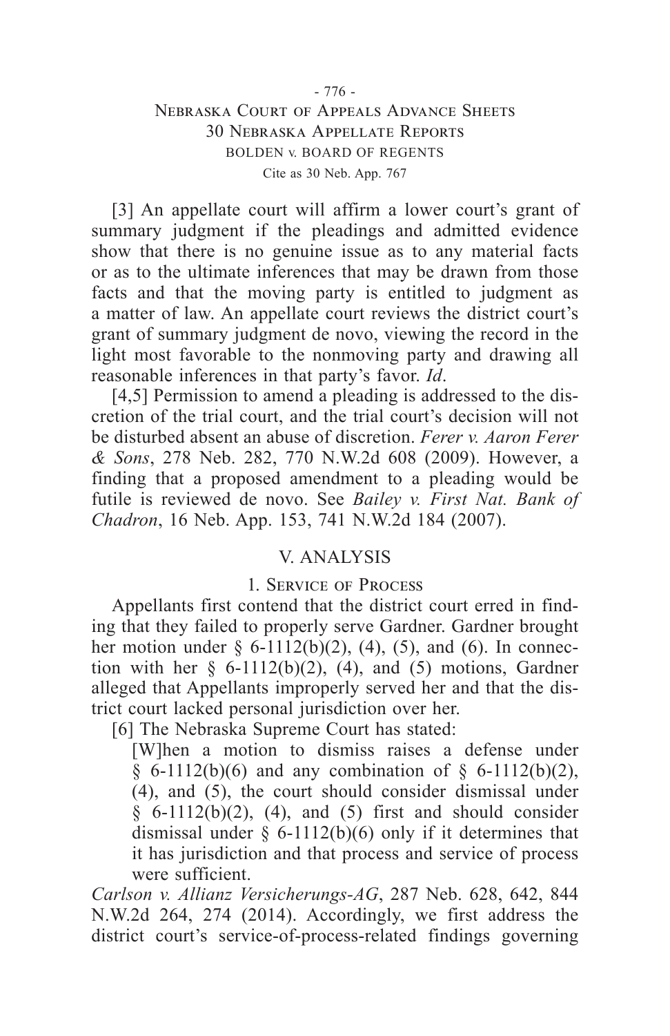[3] An appellate court will affirm a lower court's grant of summary judgment if the pleadings and admitted evidence show that there is no genuine issue as to any material facts or as to the ultimate inferences that may be drawn from those facts and that the moving party is entitled to judgment as a matter of law. An appellate court reviews the district court's grant of summary judgment de novo, viewing the record in the light most favorable to the nonmoving party and drawing all reasonable inferences in that party's favor. *Id*.

[4,5] Permission to amend a pleading is addressed to the discretion of the trial court, and the trial court's decision will not be disturbed absent an abuse of discretion. *Ferer v. Aaron Ferer & Sons*, 278 Neb. 282, 770 N.W.2d 608 (2009). However, a finding that a proposed amendment to a pleading would be futile is reviewed de novo. See *Bailey v. First Nat. Bank of Chadron*, 16 Neb. App. 153, 741 N.W.2d 184 (2007).

## V. ANALYSIS

### 1. Service of Process

Appellants first contend that the district court erred in finding that they failed to properly serve Gardner. Gardner brought her motion under § 6-1112(b)(2), (4), (5), and (6). In connection with her § 6-1112(b)(2), (4), and (5) motions, Gardner alleged that Appellants improperly served her and that the district court lacked personal jurisdiction over her.

[6] The Nebraska Supreme Court has stated:

> [W]hen a motion to dismiss raises a defense under § 6-1112(b)(6) and any combination of § 6-1112(b)(2), (4), and (5), the court should consider dismissal under § 6-1112(b)(2), (4), and (5) first and should consider dismissal under § 6-1112(b)(6) only if it determines that it has jurisdiction and that process and service of process were sufficient.

*Carlson v. Allianz Versicherungs-AG*, 287 Neb. 628, 642, 844 N.W.2d 264, 274 (2014). Accordingly, we first address the district court's service-of-process-related findings governing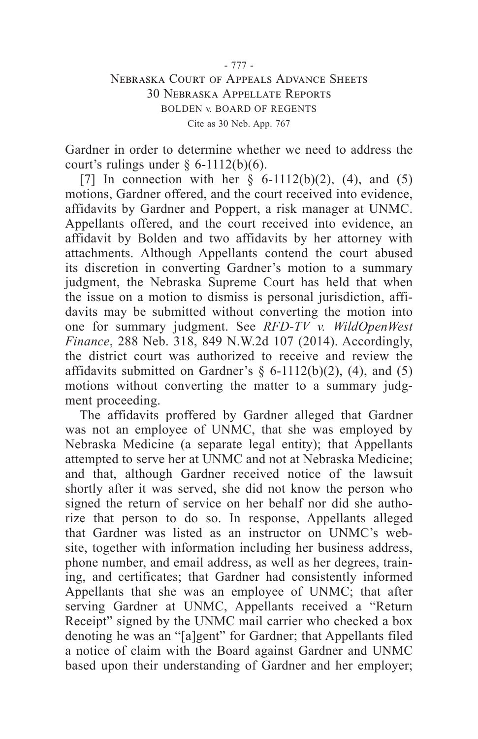Gardner in order to determine whether we need to address the court's rulings under § 6-1112(b)(6).

[7] In connection with her § 6-1112(b)(2), (4), and (5) motions, Gardner offered, and the court received into evidence, affidavits by Gardner and Poppert, a risk manager at UNMC. Appellants offered, and the court received into evidence, an affidavit by Bolden and two affidavits by her attorney with attachments. Although Appellants contend the court abused its discretion in converting Gardner's motion to a summary judgment, the Nebraska Supreme Court has held that when the issue on a motion to dismiss is personal jurisdiction, affidavits may be submitted without converting the motion into one for summary judgment. See *RFD-TV v. WildOpenWest Finance*, 288 Neb. 318, 849 N.W.2d 107 (2014). Accordingly, the district court was authorized to receive and review the affidavits submitted on Gardner's § 6-1112(b)(2), (4), and (5) motions without converting the matter to a summary judgment proceeding.

The affidavits proffered by Gardner alleged that Gardner was not an employee of UNMC, that she was employed by Nebraska Medicine (a separate legal entity); that Appellants attempted to serve her at UNMC and not at Nebraska Medicine; and that, although Gardner received notice of the lawsuit shortly after it was served, she did not know the person who signed the return of service on her behalf nor did she authorize that person to do so. In response, Appellants alleged that Gardner was listed as an instructor on UNMC's website, together with information including her business address, phone number, and email address, as well as her degrees, training, and certificates; that Gardner had consistently informed Appellants that she was an employee of UNMC; that after serving Gardner at UNMC, Appellants received a "Return Receipt" signed by the UNMC mail carrier who checked a box denoting he was an "[a]gent" for Gardner; that Appellants filed a notice of claim with the Board against Gardner and UNMC based upon their understanding of Gardner and her employer;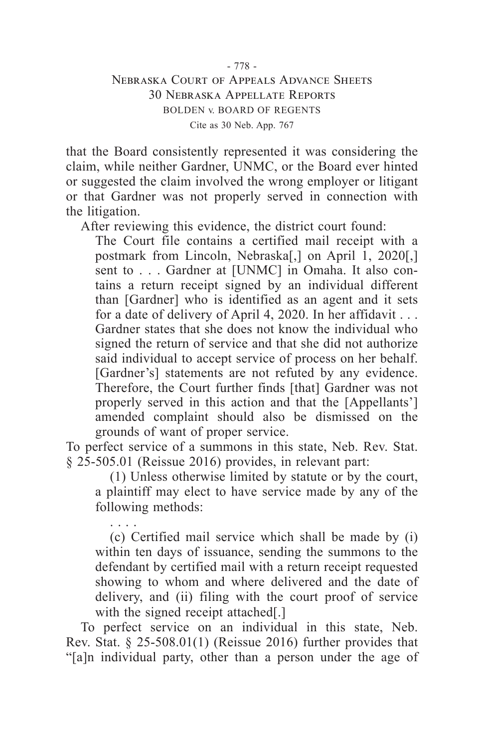that the Board consistently represented it was considering the claim, while neither Gardner, UNMC, or the Board ever hinted or suggested the claim involved the wrong employer or litigant or that Gardner was not properly served in connection with the litigation.

After reviewing this evidence, the district court found:

> The Court file contains a certified mail receipt with a postmark from Lincoln, Nebraska[,] on April 1, 2020[,] sent to . . . Gardner at [UNMC] in Omaha. It also contains a return receipt signed by an individual different than [Gardner] who is identified as an agent and it sets for a date of delivery of April 4, 2020. In her affidavit . . . Gardner states that she does not know the individual who signed the return of service and that she did not authorize said individual to accept service of process on her behalf. [Gardner's] statements are not refuted by any evidence. Therefore, the Court further finds [that] Gardner was not properly served in this action and that the [Appellants'] amended complaint should also be dismissed on the grounds of want of proper service.

To perfect service of a summons in this state, Neb. Rev. Stat. § 25-505.01 (Reissue 2016) provides, in relevant part:

> (1) Unless otherwise limited by statute or by the court, a plaintiff may elect to have service made by any of the following methods:
>
> . . . .
>
> (c) Certified mail service which shall be made by (i) within ten days of issuance, sending the summons to the defendant by certified mail with a return receipt requested showing to whom and where delivered and the date of delivery, and (ii) filing with the court proof of service with the signed receipt attached[.]

To perfect service on an individual in this state, Neb. Rev. Stat. § 25-508.01(1) (Reissue 2016) further provides that "[a]n individual party, other than a person under the age of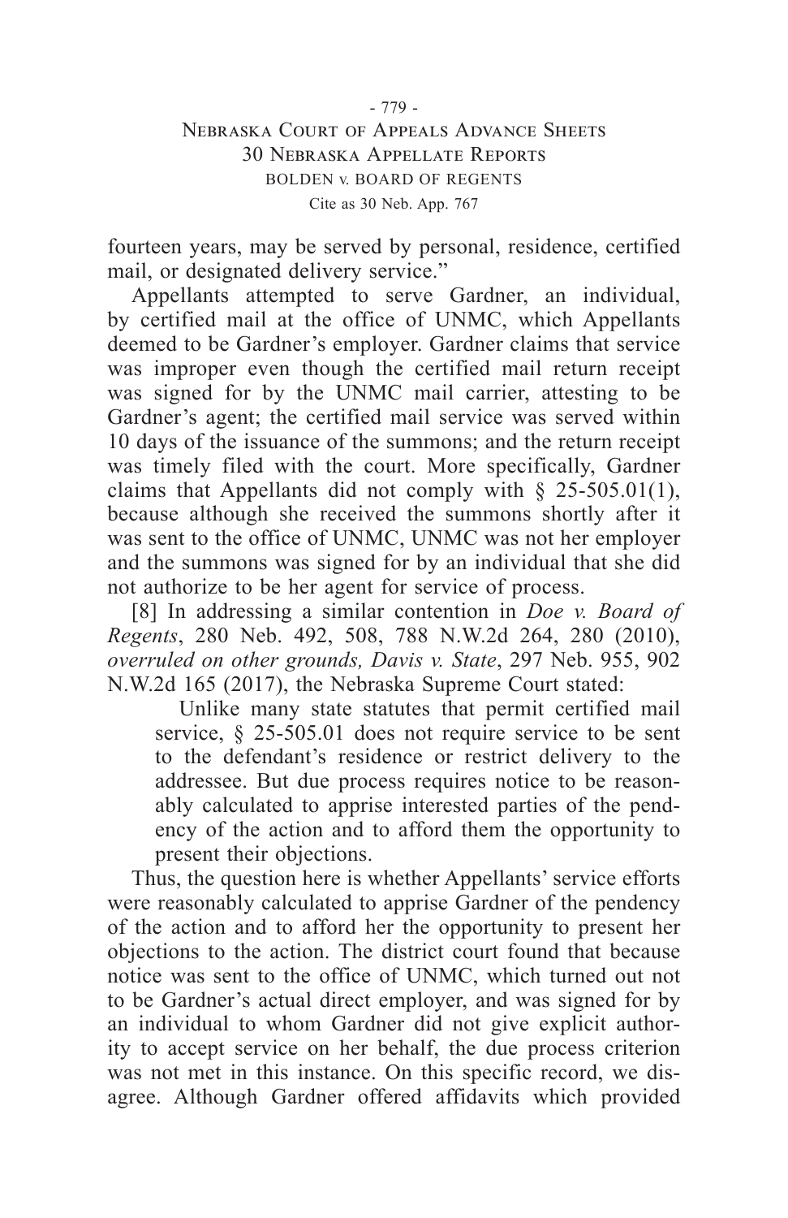fourteen years, may be served by personal, residence, certified mail, or designated delivery service."

Appellants attempted to serve Gardner, an individual, by certified mail at the office of UNMC, which Appellants deemed to be Gardner's employer. Gardner claims that service was improper even though the certified mail return receipt was signed for by the UNMC mail carrier, attesting to be Gardner's agent; the certified mail service was served within 10 days of the issuance of the summons; and the return receipt was timely filed with the court. More specifically, Gardner claims that Appellants did not comply with § 25-505.01(1), because although she received the summons shortly after it was sent to the office of UNMC, UNMC was not her employer and the summons was signed for by an individual that she did not authorize to be her agent for service of process.

[8] In addressing a similar contention in *Doe v. Board of Regents*, 280 Neb. 492, 508, 788 N.W.2d 264, 280 (2010), *overruled on other grounds, Davis v. State*, 297 Neb. 955, 902 N.W.2d 165 (2017), the Nebraska Supreme Court stated:

> Unlike many state statutes that permit certified mail service, § 25-505.01 does not require service to be sent to the defendant's residence or restrict delivery to the addressee. But due process requires notice to be reasonably calculated to apprise interested parties of the pendency of the action and to afford them the opportunity to present their objections.

Thus, the question here is whether Appellants' service efforts were reasonably calculated to apprise Gardner of the pendency of the action and to afford her the opportunity to present her objections to the action. The district court found that because notice was sent to the office of UNMC, which turned out not to be Gardner's actual direct employer, and was signed for by an individual to whom Gardner did not give explicit authority to accept service on her behalf, the due process criterion was not met in this instance. On this specific record, we disagree. Although Gardner offered affidavits which provided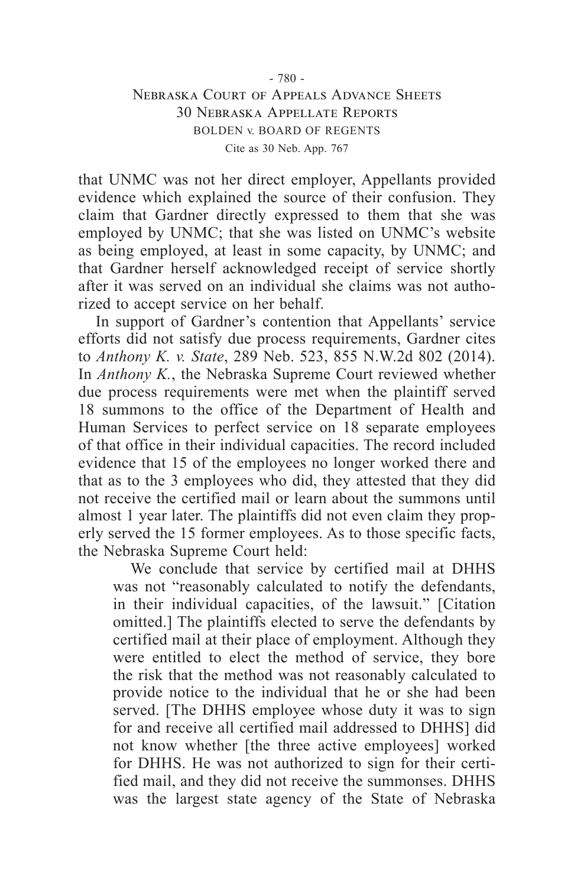that UNMC was not her direct employer, Appellants provided evidence which explained the source of their confusion. They claim that Gardner directly expressed to them that she was employed by UNMC; that she was listed on UNMC's website as being employed, at least in some capacity, by UNMC; and that Gardner herself acknowledged receipt of service shortly after it was served on an individual she claims was not authorized to accept service on her behalf.

In support of Gardner's contention that Appellants' service efforts did not satisfy due process requirements, Gardner cites to *Anthony K. v. State*, 289 Neb. 523, 855 N.W.2d 802 (2014). In *Anthony K.*, the Nebraska Supreme Court reviewed whether due process requirements were met when the plaintiff served 18 summons to the office of the Department of Health and Human Services to perfect service on 18 separate employees of that office in their individual capacities. The record included evidence that 15 of the employees no longer worked there and that as to the 3 employees who did, they attested that they did not receive the certified mail or learn about the summons until almost 1 year later. The plaintiffs did not even claim they properly served the 15 former employees. As to those specific facts, the Nebraska Supreme Court held:

> We conclude that service by certified mail at DHHS was not "reasonably calculated to notify the defendants, in their individual capacities, of the lawsuit." [Citation omitted.] The plaintiffs elected to serve the defendants by certified mail at their place of employment. Although they were entitled to elect the method of service, they bore the risk that the method was not reasonably calculated to provide notice to the individual that he or she had been served. [The DHHS employee whose duty it was to sign for and receive all certified mail addressed to DHHS] did not know whether [the three active employees] worked for DHHS. He was not authorized to sign for their certified mail, and they did not receive the summonses. DHHS was the largest state agency of the State of Nebraska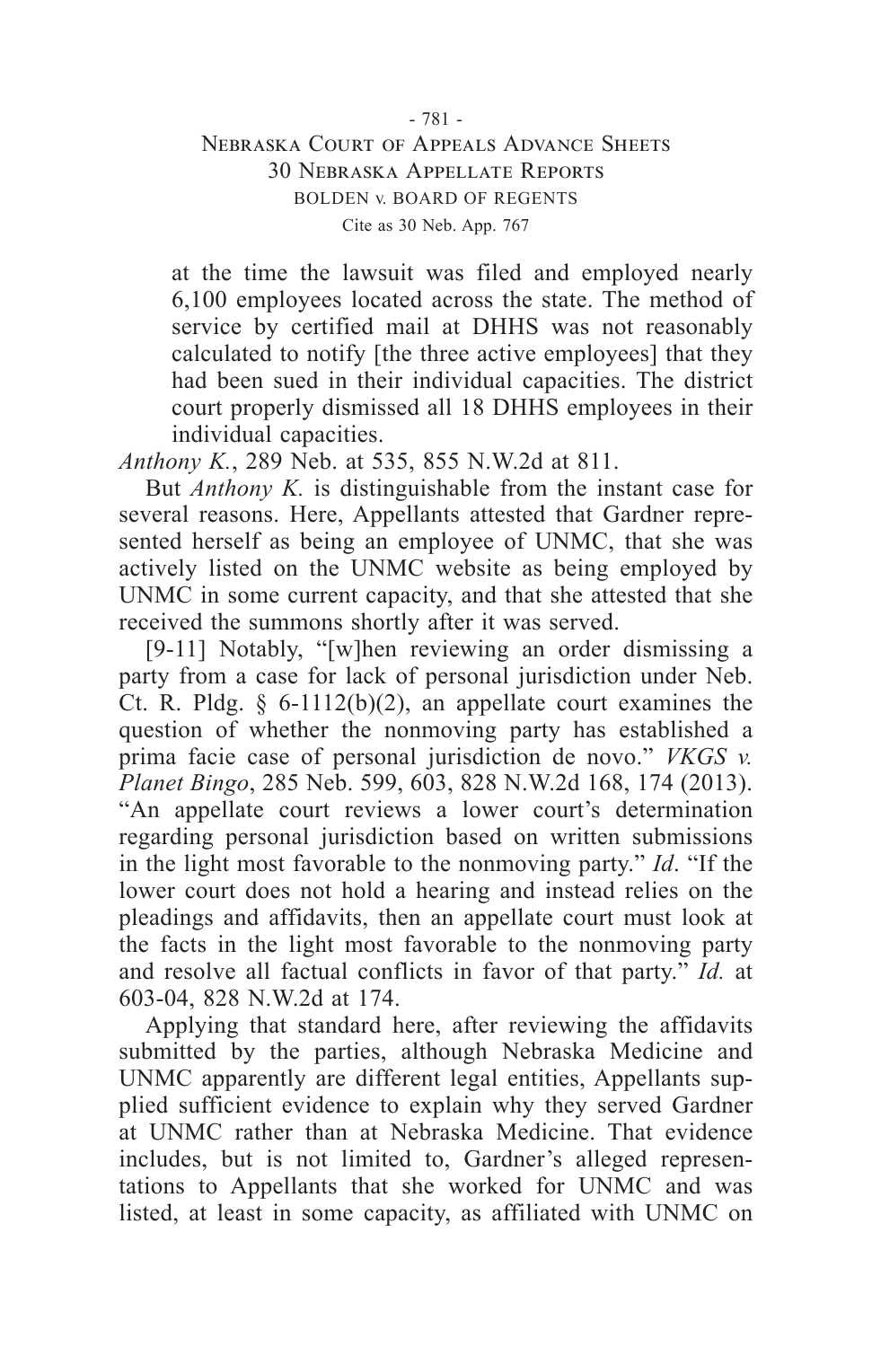> at the time the lawsuit was filed and employed nearly 6,100 employees located across the state. The method of service by certified mail at DHHS was not reasonably calculated to notify [the three active employees] that they had been sued in their individual capacities. The district court properly dismissed all 18 DHHS employees in their individual capacities.

*Anthony K.*, 289 Neb. at 535, 855 N.W.2d at 811.

But *Anthony K.* is distinguishable from the instant case for several reasons. Here, Appellants attested that Gardner represented herself as being an employee of UNMC, that she was actively listed on the UNMC website as being employed by UNMC in some current capacity, and that she attested that she received the summons shortly after it was served.

[9-11] Notably, "[w]hen reviewing an order dismissing a party from a case for lack of personal jurisdiction under Neb. Ct. R. Pldg. § 6-1112(b)(2), an appellate court examines the question of whether the nonmoving party has established a prima facie case of personal jurisdiction de novo." *VKGS v. Planet Bingo*, 285 Neb. 599, 603, 828 N.W.2d 168, 174 (2013). "An appellate court reviews a lower court's determination regarding personal jurisdiction based on written submissions in the light most favorable to the nonmoving party." *Id*. "If the lower court does not hold a hearing and instead relies on the pleadings and affidavits, then an appellate court must look at the facts in the light most favorable to the nonmoving party and resolve all factual conflicts in favor of that party." *Id.* at 603-04, 828 N.W.2d at 174.

Applying that standard here, after reviewing the affidavits submitted by the parties, although Nebraska Medicine and UNMC apparently are different legal entities, Appellants supplied sufficient evidence to explain why they served Gardner at UNMC rather than at Nebraska Medicine. That evidence includes, but is not limited to, Gardner's alleged representations to Appellants that she worked for UNMC and was listed, at least in some capacity, as affiliated with UNMC on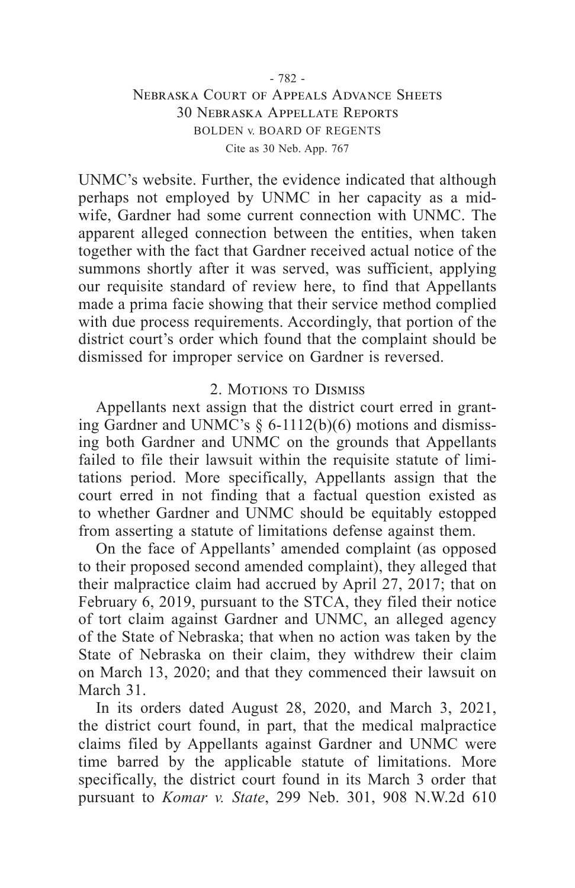UNMC's website. Further, the evidence indicated that although perhaps not employed by UNMC in her capacity as a midwife, Gardner had some current connection with UNMC. The apparent alleged connection between the entities, when taken together with the fact that Gardner received actual notice of the summons shortly after it was served, was sufficient, applying our requisite standard of review here, to find that Appellants made a prima facie showing that their service method complied with due process requirements. Accordingly, that portion of the district court's order which found that the complaint should be dismissed for improper service on Gardner is reversed.

## 2. Motions to Dismiss

Appellants next assign that the district court erred in granting Gardner and UNMC's § 6-1112(b)(6) motions and dismissing both Gardner and UNMC on the grounds that Appellants failed to file their lawsuit within the requisite statute of limitations period. More specifically, Appellants assign that the court erred in not finding that a factual question existed as to whether Gardner and UNMC should be equitably estopped from asserting a statute of limitations defense against them.

On the face of Appellants' amended complaint (as opposed to their proposed second amended complaint), they alleged that their malpractice claim had accrued by April 27, 2017; that on February 6, 2019, pursuant to the STCA, they filed their notice of tort claim against Gardner and UNMC, an alleged agency of the State of Nebraska; that when no action was taken by the State of Nebraska on their claim, they withdrew their claim on March 13, 2020; and that they commenced their lawsuit on March 31.

In its orders dated August 28, 2020, and March 3, 2021, the district court found, in part, that the medical malpractice claims filed by Appellants against Gardner and UNMC were time barred by the applicable statute of limitations. More specifically, the district court found in its March 3 order that pursuant to *Komar v. State*, 299 Neb. 301, 908 N.W.2d 610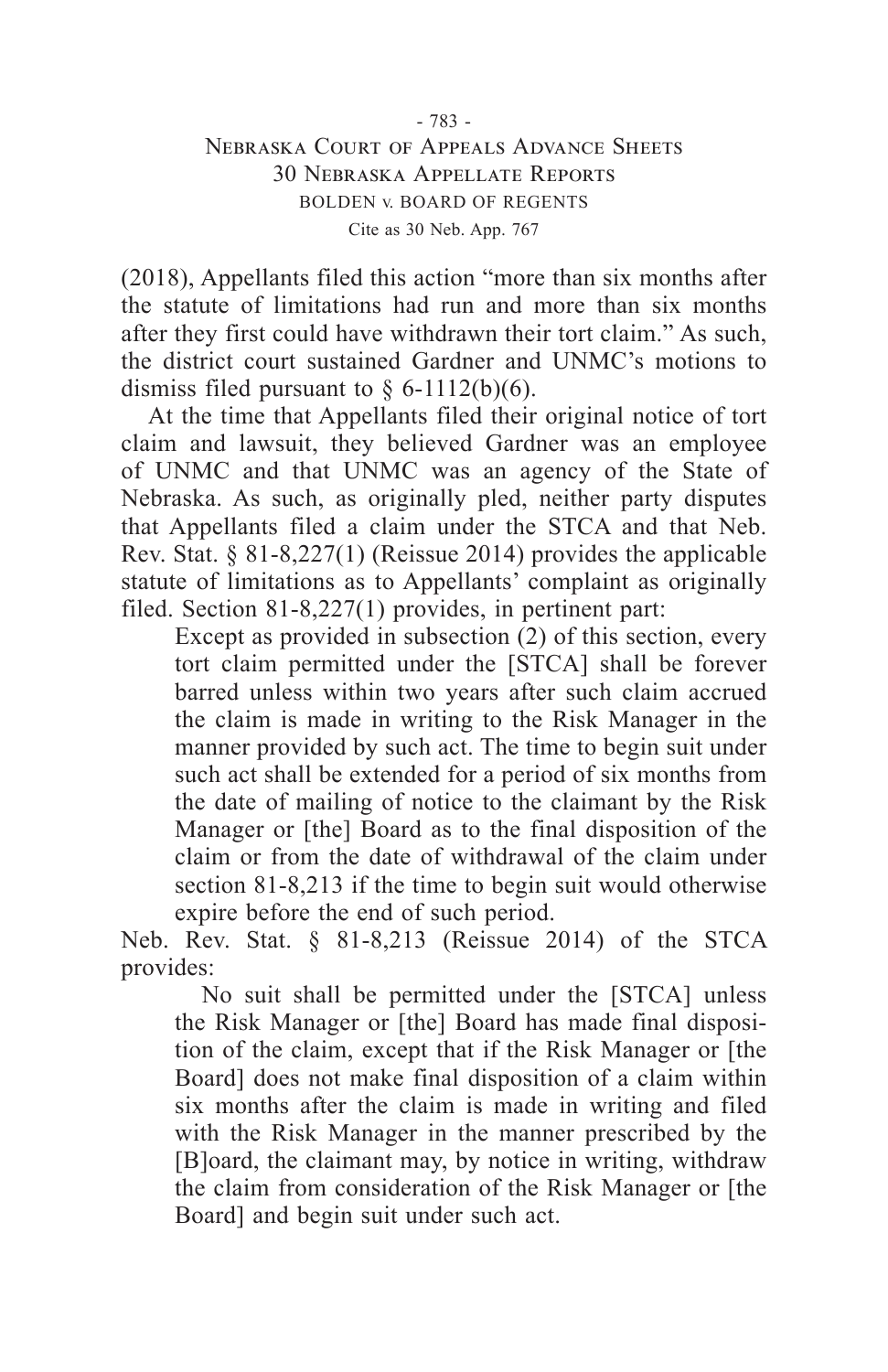(2018), Appellants filed this action "more than six months after the statute of limitations had run and more than six months after they first could have withdrawn their tort claim." As such, the district court sustained Gardner and UNMC's motions to dismiss filed pursuant to § 6-1112(b)(6).

At the time that Appellants filed their original notice of tort claim and lawsuit, they believed Gardner was an employee of UNMC and that UNMC was an agency of the State of Nebraska. As such, as originally pled, neither party disputes that Appellants filed a claim under the STCA and that Neb. Rev. Stat. § 81-8,227(1) (Reissue 2014) provides the applicable statute of limitations as to Appellants' complaint as originally filed. Section 81-8,227(1) provides, in pertinent part:

> Except as provided in subsection (2) of this section, every tort claim permitted under the [STCA] shall be forever barred unless within two years after such claim accrued the claim is made in writing to the Risk Manager in the manner provided by such act. The time to begin suit under such act shall be extended for a period of six months from the date of mailing of notice to the claimant by the Risk Manager or [the] Board as to the final disposition of the claim or from the date of withdrawal of the claim under section 81-8,213 if the time to begin suit would otherwise expire before the end of such period.

Neb. Rev. Stat. § 81-8,213 (Reissue 2014) of the STCA provides:

> No suit shall be permitted under the [STCA] unless the Risk Manager or [the] Board has made final disposition of the claim, except that if the Risk Manager or [the Board] does not make final disposition of a claim within six months after the claim is made in writing and filed with the Risk Manager in the manner prescribed by the [B]oard, the claimant may, by notice in writing, withdraw the claim from consideration of the Risk Manager or [the Board] and begin suit under such act.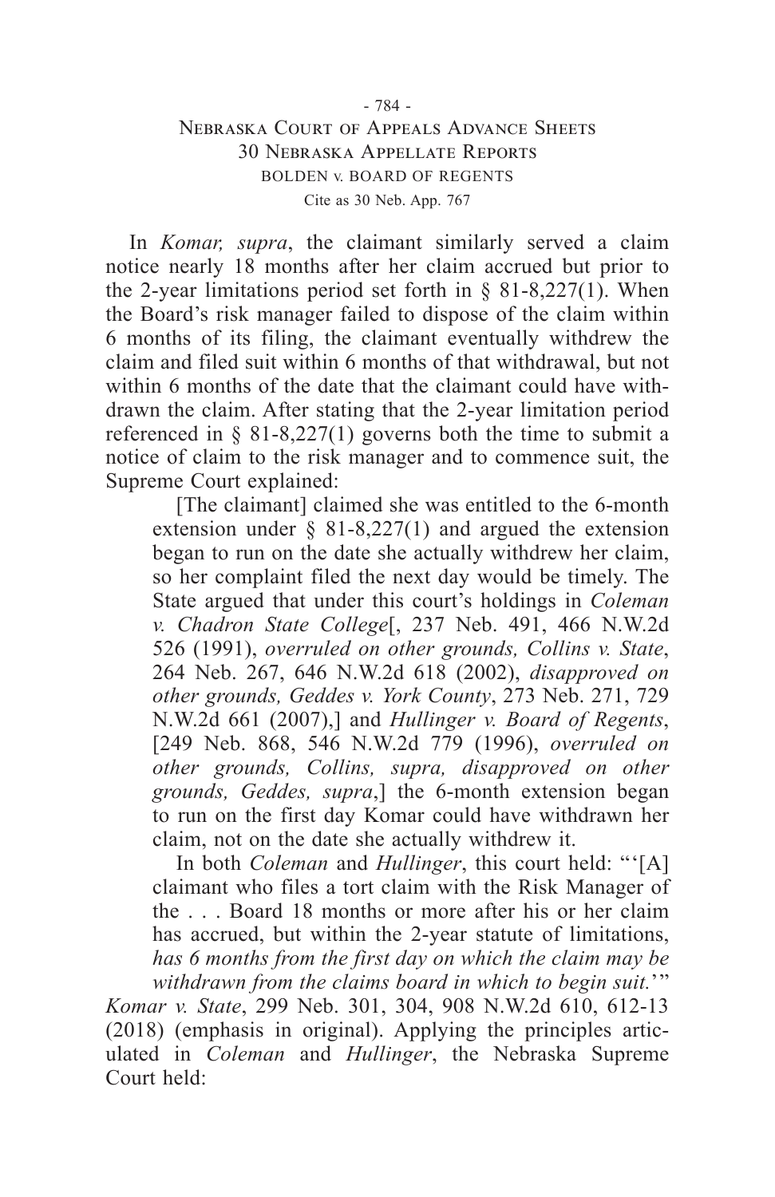In *Komar, supra*, the claimant similarly served a claim notice nearly 18 months after her claim accrued but prior to the 2-year limitations period set forth in § 81-8,227(1). When the Board's risk manager failed to dispose of the claim within 6 months of its filing, the claimant eventually withdrew the claim and filed suit within 6 months of that withdrawal, but not within 6 months of the date that the claimant could have withdrawn the claim. After stating that the 2-year limitation period referenced in § 81-8,227(1) governs both the time to submit a notice of claim to the risk manager and to commence suit, the Supreme Court explained:

> [The claimant] claimed she was entitled to the 6-month extension under § 81-8,227(1) and argued the extension began to run on the date she actually withdrew her claim, so her complaint filed the next day would be timely. The State argued that under this court's holdings in *Coleman v. Chadron State College*[, 237 Neb. 491, 466 N.W.2d 526 (1991), *overruled on other grounds, Collins v. State*, 264 Neb. 267, 646 N.W.2d 618 (2002), *disapproved on other grounds, Geddes v. York County*, 273 Neb. 271, 729 N.W.2d 661 (2007),] and *Hullinger v. Board of Regents*, [249 Neb. 868, 546 N.W.2d 779 (1996), *overruled on other grounds, Collins, supra, disapproved on other grounds, Geddes, supra*,] the 6-month extension began to run on the first day Komar could have withdrawn her claim, not on the date she actually withdrew it.
>
> In both *Coleman* and *Hullinger*, this court held: "'[A] claimant who files a tort claim with the Risk Manager of the . . . Board 18 months or more after his or her claim has accrued, but within the 2-year statute of limitations, *has 6 months from the first day on which the claim may be withdrawn from the claims board in which to begin suit.*'"

*Komar v. State*, 299 Neb. 301, 304, 908 N.W.2d 610, 612-13 (2018) (emphasis in original). Applying the principles articulated in *Coleman* and *Hullinger*, the Nebraska Supreme Court held: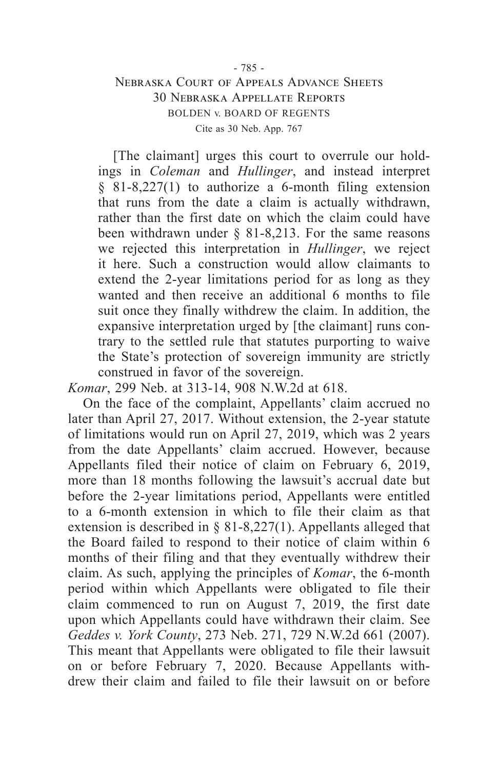> [The claimant] urges this court to overrule our holdings in *Coleman* and *Hullinger*, and instead interpret § 81-8,227(1) to authorize a 6-month filing extension that runs from the date a claim is actually withdrawn, rather than the first date on which the claim could have been withdrawn under § 81-8,213. For the same reasons we rejected this interpretation in *Hullinger*, we reject it here. Such a construction would allow claimants to extend the 2-year limitations period for as long as they wanted and then receive an additional 6 months to file suit once they finally withdrew the claim. In addition, the expansive interpretation urged by [the claimant] runs contrary to the settled rule that statutes purporting to waive the State's protection of sovereign immunity are strictly construed in favor of the sovereign.

*Komar*, 299 Neb. at 313-14, 908 N.W.2d at 618.

On the face of the complaint, Appellants' claim accrued no later than April 27, 2017. Without extension, the 2-year statute of limitations would run on April 27, 2019, which was 2 years from the date Appellants' claim accrued. However, because Appellants filed their notice of claim on February 6, 2019, more than 18 months following the lawsuit's accrual date but before the 2-year limitations period, Appellants were entitled to a 6-month extension in which to file their claim as that extension is described in § 81-8,227(1). Appellants alleged that the Board failed to respond to their notice of claim within 6 months of their filing and that they eventually withdrew their claim. As such, applying the principles of *Komar*, the 6-month period within which Appellants were obligated to file their claim commenced to run on August 7, 2019, the first date upon which Appellants could have withdrawn their claim. See *Geddes v. York County*, 273 Neb. 271, 729 N.W.2d 661 (2007). This meant that Appellants were obligated to file their lawsuit on or before February 7, 2020. Because Appellants withdrew their claim and failed to file their lawsuit on or before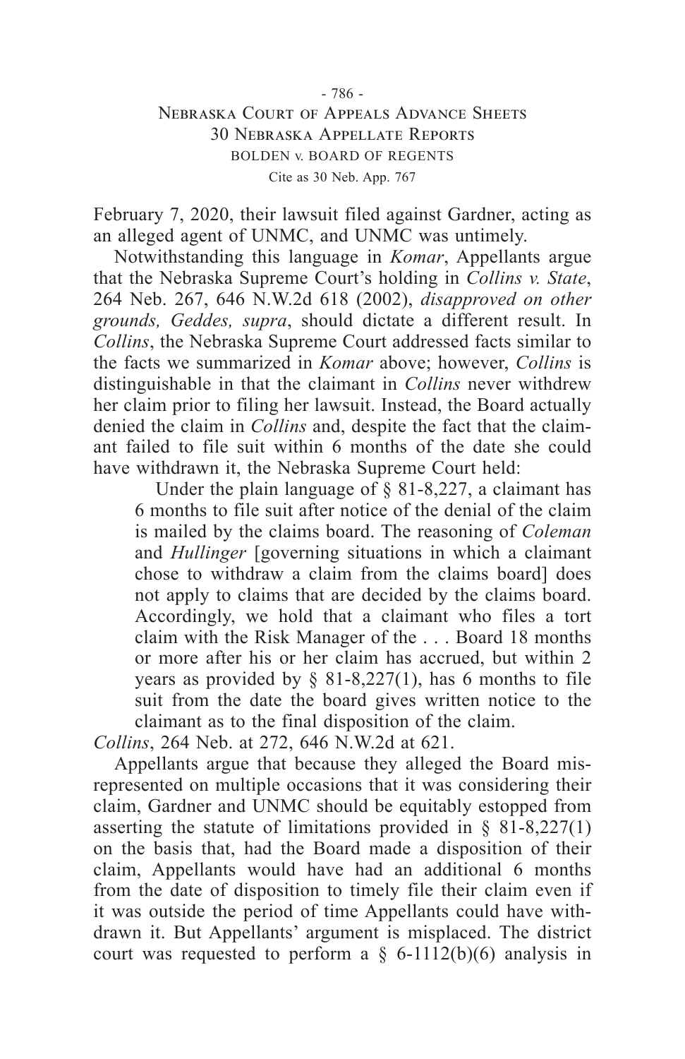February 7, 2020, their lawsuit filed against Gardner, acting as an alleged agent of UNMC, and UNMC was untimely.

Notwithstanding this language in *Komar*, Appellants argue that the Nebraska Supreme Court's holding in *Collins v. State*, 264 Neb. 267, 646 N.W.2d 618 (2002), *disapproved on other grounds, Geddes, supra*, should dictate a different result. In *Collins*, the Nebraska Supreme Court addressed facts similar to the facts we summarized in *Komar* above; however, *Collins* is distinguishable in that the claimant in *Collins* never withdrew her claim prior to filing her lawsuit. Instead, the Board actually denied the claim in *Collins* and, despite the fact that the claimant failed to file suit within 6 months of the date she could have withdrawn it, the Nebraska Supreme Court held:

> Under the plain language of § 81-8,227, a claimant has 6 months to file suit after notice of the denial of the claim is mailed by the claims board. The reasoning of *Coleman* and *Hullinger* [governing situations in which a claimant chose to withdraw a claim from the claims board] does not apply to claims that are decided by the claims board. Accordingly, we hold that a claimant who files a tort claim with the Risk Manager of the . . . Board 18 months or more after his or her claim has accrued, but within 2 years as provided by § 81-8,227(1), has 6 months to file suit from the date the board gives written notice to the claimant as to the final disposition of the claim.

*Collins*, 264 Neb. at 272, 646 N.W.2d at 621.

Appellants argue that because they alleged the Board misrepresented on multiple occasions that it was considering their claim, Gardner and UNMC should be equitably estopped from asserting the statute of limitations provided in § 81-8,227(1) on the basis that, had the Board made a disposition of their claim, Appellants would have had an additional 6 months from the date of disposition to timely file their claim even if it was outside the period of time Appellants could have withdrawn it. But Appellants' argument is misplaced. The district court was requested to perform a § 6-1112(b)(6) analysis in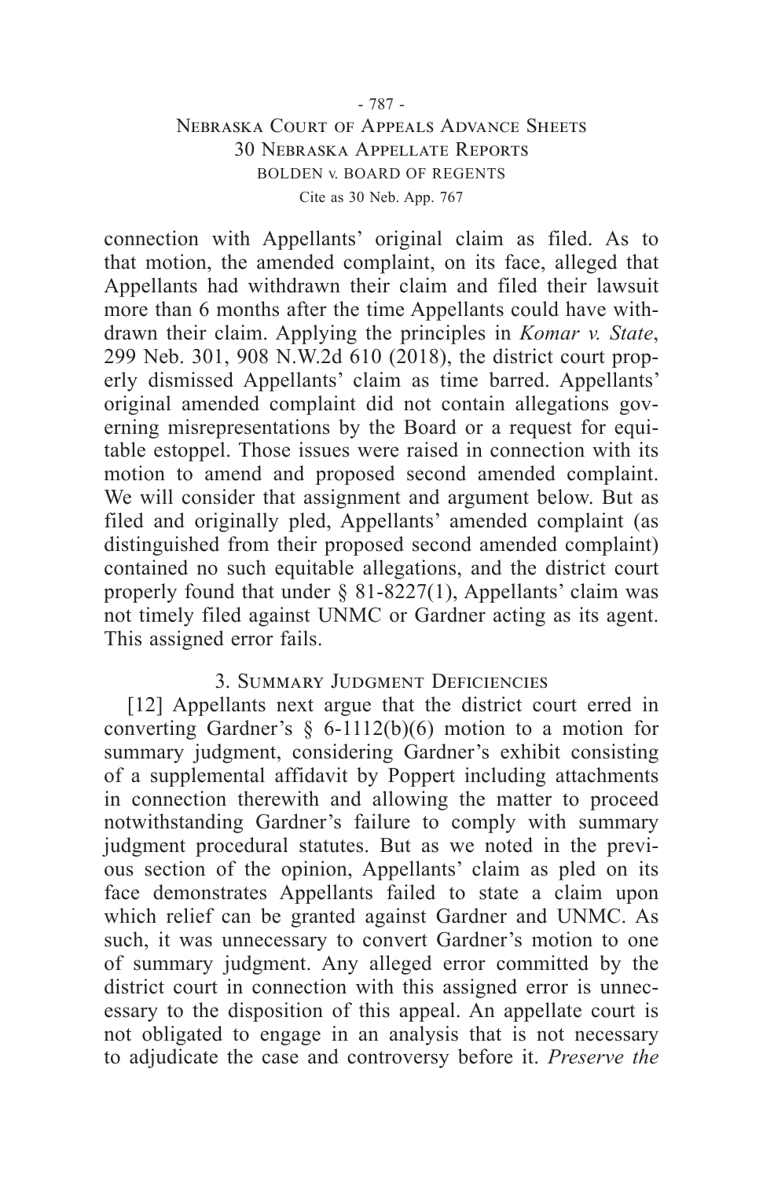connection with Appellants' original claim as filed. As to that motion, the amended complaint, on its face, alleged that Appellants had withdrawn their claim and filed their lawsuit more than 6 months after the time Appellants could have withdrawn their claim. Applying the principles in *Komar v. State*, 299 Neb. 301, 908 N.W.2d 610 (2018), the district court properly dismissed Appellants' claim as time barred. Appellants' original amended complaint did not contain allegations governing misrepresentations by the Board or a request for equitable estoppel. Those issues were raised in connection with its motion to amend and proposed second amended complaint. We will consider that assignment and argument below. But as filed and originally pled, Appellants' amended complaint (as distinguished from their proposed second amended complaint) contained no such equitable allegations, and the district court properly found that under § 81-8227(1), Appellants' claim was not timely filed against UNMC or Gardner acting as its agent. This assigned error fails.

### 3. Summary Judgment Deficiencies

[12] Appellants next argue that the district court erred in converting Gardner's § 6-1112(b)(6) motion to a motion for summary judgment, considering Gardner's exhibit consisting of a supplemental affidavit by Poppert including attachments in connection therewith and allowing the matter to proceed notwithstanding Gardner's failure to comply with summary judgment procedural statutes. But as we noted in the previous section of the opinion, Appellants' claim as pled on its face demonstrates Appellants failed to state a claim upon which relief can be granted against Gardner and UNMC. As such, it was unnecessary to convert Gardner's motion to one of summary judgment. Any alleged error committed by the district court in connection with this assigned error is unnecessary to the disposition of this appeal. An appellate court is not obligated to engage in an analysis that is not necessary to adjudicate the case and controversy before it. *Preserve the*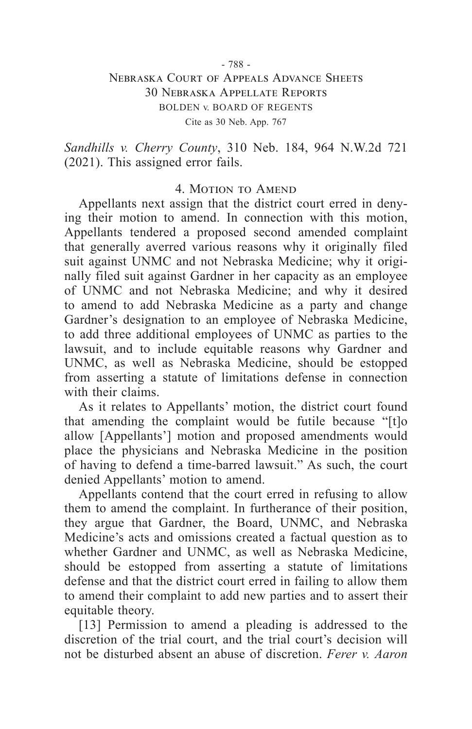*Sandhills v. Cherry County*, 310 Neb. 184, 964 N.W.2d 721 (2021). This assigned error fails.

### 4. Motion to Amend

Appellants next assign that the district court erred in denying their motion to amend. In connection with this motion, Appellants tendered a proposed second amended complaint that generally averred various reasons why it originally filed suit against UNMC and not Nebraska Medicine; why it originally filed suit against Gardner in her capacity as an employee of UNMC and not Nebraska Medicine; and why it desired to amend to add Nebraska Medicine as a party and change Gardner's designation to an employee of Nebraska Medicine, to add three additional employees of UNMC as parties to the lawsuit, and to include equitable reasons why Gardner and UNMC, as well as Nebraska Medicine, should be estopped from asserting a statute of limitations defense in connection with their claims.

As it relates to Appellants' motion, the district court found that amending the complaint would be futile because "[t]o allow [Appellants'] motion and proposed amendments would place the physicians and Nebraska Medicine in the position of having to defend a time-barred lawsuit." As such, the court denied Appellants' motion to amend.

Appellants contend that the court erred in refusing to allow them to amend the complaint. In furtherance of their position, they argue that Gardner, the Board, UNMC, and Nebraska Medicine's acts and omissions created a factual question as to whether Gardner and UNMC, as well as Nebraska Medicine, should be estopped from asserting a statute of limitations defense and that the district court erred in failing to allow them to amend their complaint to add new parties and to assert their equitable theory.

[13] Permission to amend a pleading is addressed to the discretion of the trial court, and the trial court's decision will not be disturbed absent an abuse of discretion. *Ferer v. Aaron*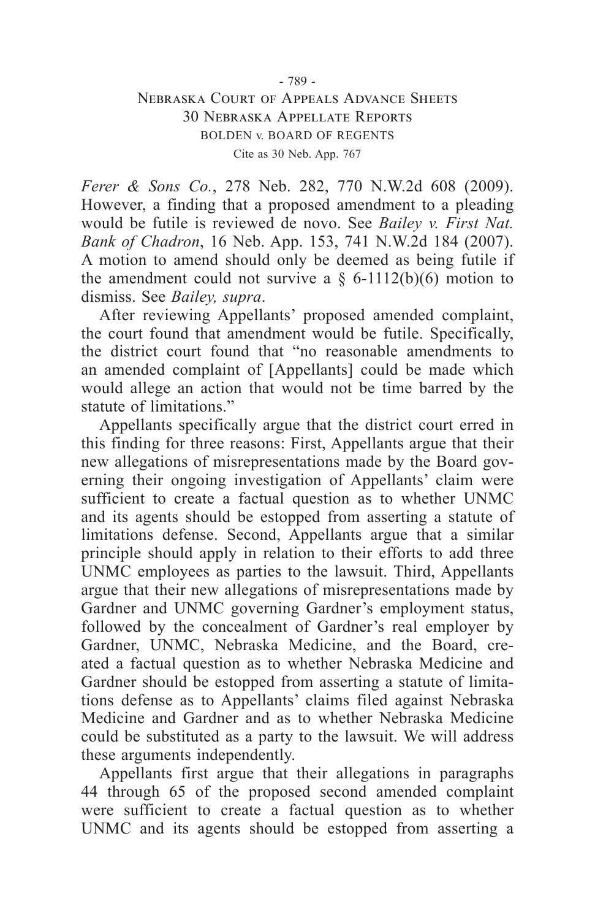*Ferer & Sons Co.*, 278 Neb. 282, 770 N.W.2d 608 (2009). However, a finding that a proposed amendment to a pleading would be futile is reviewed de novo. See *Bailey v. First Nat. Bank of Chadron*, 16 Neb. App. 153, 741 N.W.2d 184 (2007). A motion to amend should only be deemed as being futile if the amendment could not survive a § 6-1112(b)(6) motion to dismiss. See *Bailey, supra*.

After reviewing Appellants' proposed amended complaint, the court found that amendment would be futile. Specifically, the district court found that "no reasonable amendments to an amended complaint of [Appellants] could be made which would allege an action that would not be time barred by the statute of limitations."

Appellants specifically argue that the district court erred in this finding for three reasons: First, Appellants argue that their new allegations of misrepresentations made by the Board governing their ongoing investigation of Appellants' claim were sufficient to create a factual question as to whether UNMC and its agents should be estopped from asserting a statute of limitations defense. Second, Appellants argue that a similar principle should apply in relation to their efforts to add three UNMC employees as parties to the lawsuit. Third, Appellants argue that their new allegations of misrepresentations made by Gardner and UNMC governing Gardner's employment status, followed by the concealment of Gardner's real employer by Gardner, UNMC, Nebraska Medicine, and the Board, created a factual question as to whether Nebraska Medicine and Gardner should be estopped from asserting a statute of limitations defense as to Appellants' claims filed against Nebraska Medicine and Gardner and as to whether Nebraska Medicine could be substituted as a party to the lawsuit. We will address these arguments independently.

Appellants first argue that their allegations in paragraphs 44 through 65 of the proposed second amended complaint were sufficient to create a factual question as to whether UNMC and its agents should be estopped from asserting a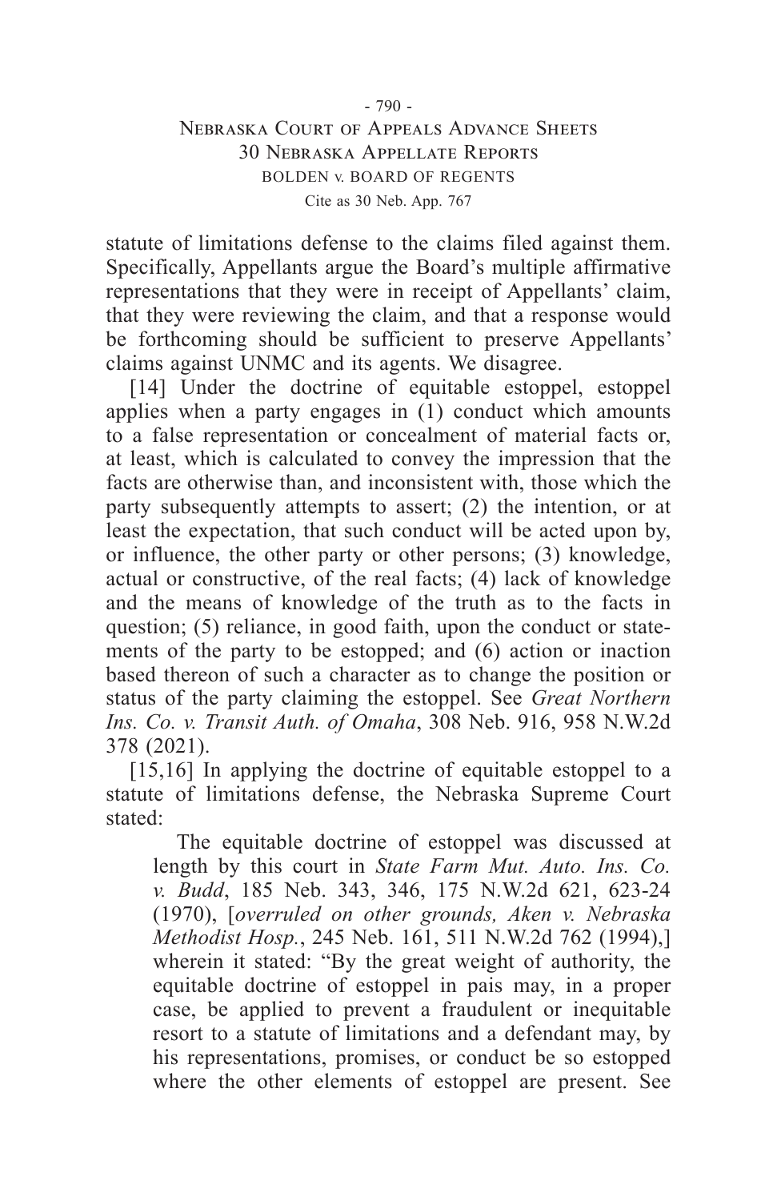statute of limitations defense to the claims filed against them. Specifically, Appellants argue the Board's multiple affirmative representations that they were in receipt of Appellants' claim, that they were reviewing the claim, and that a response would be forthcoming should be sufficient to preserve Appellants' claims against UNMC and its agents. We disagree.

[14] Under the doctrine of equitable estoppel, estoppel applies when a party engages in (1) conduct which amounts to a false representation or concealment of material facts or, at least, which is calculated to convey the impression that the facts are otherwise than, and inconsistent with, those which the party subsequently attempts to assert; (2) the intention, or at least the expectation, that such conduct will be acted upon by, or influence, the other party or other persons; (3) knowledge, actual or constructive, of the real facts; (4) lack of knowledge and the means of knowledge of the truth as to the facts in question; (5) reliance, in good faith, upon the conduct or statements of the party to be estopped; and (6) action or inaction based thereon of such a character as to change the position or status of the party claiming the estoppel. See *Great Northern Ins. Co. v. Transit Auth. of Omaha*, 308 Neb. 916, 958 N.W.2d 378 (2021).

[15,16] In applying the doctrine of equitable estoppel to a statute of limitations defense, the Nebraska Supreme Court stated:

> The equitable doctrine of estoppel was discussed at length by this court in *State Farm Mut. Auto. Ins. Co. v. Budd*, 185 Neb. 343, 346, 175 N.W.2d 621, 623-24 (1970), [*overruled on other grounds, Aken v. Nebraska Methodist Hosp.*, 245 Neb. 161, 511 N.W.2d 762 (1994),] wherein it stated: "By the great weight of authority, the equitable doctrine of estoppel in pais may, in a proper case, be applied to prevent a fraudulent or inequitable resort to a statute of limitations and a defendant may, by his representations, promises, or conduct be so estopped where the other elements of estoppel are present. See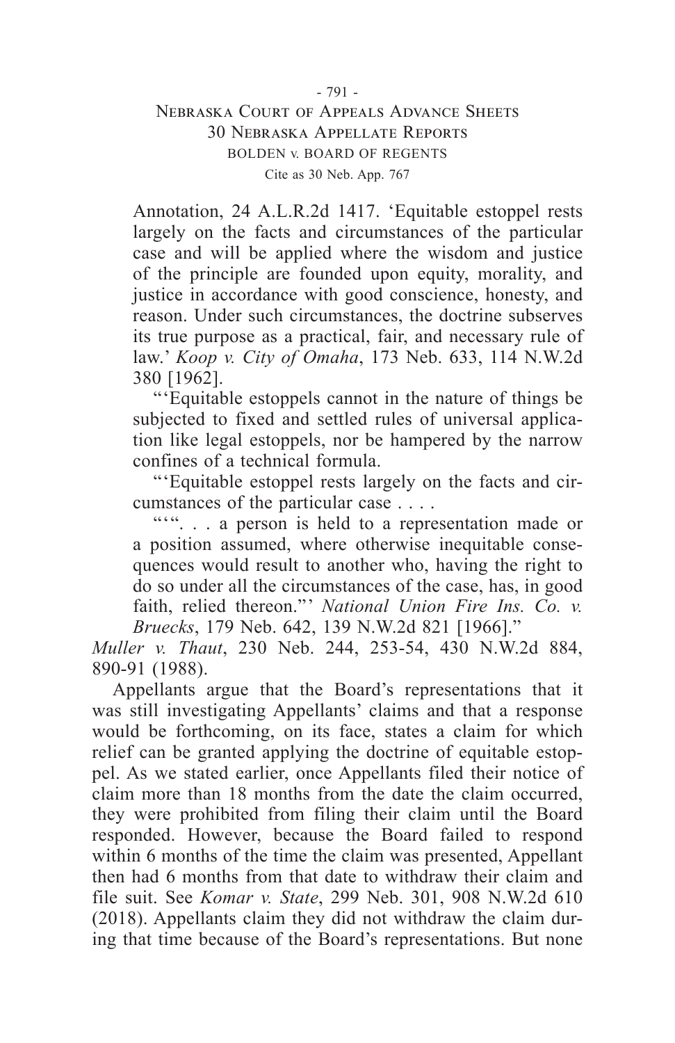Annotation, 24 A.L.R.2d 1417. 'Equitable estoppel rests largely on the facts and circumstances of the particular case and will be applied where the wisdom and justice of the principle are founded upon equity, morality, and justice in accordance with good conscience, honesty, and reason. Under such circumstances, the doctrine subserves its true purpose as a practical, fair, and necessary rule of law.' *Koop v. City of Omaha*, 173 Neb. 633, 114 N.W.2d 380 [1962].

"'Equitable estoppels cannot in the nature of things be subjected to fixed and settled rules of universal application like legal estoppels, nor be hampered by the narrow confines of a technical formula.

"'Equitable estoppel rests largely on the facts and circumstances of the particular case . . . .

"'". . . a person is held to a representation made or a position assumed, where otherwise inequitable consequences would result to another who, having the right to do so under all the circumstances of the case, has, in good faith, relied thereon."' *National Union Fire Ins. Co. v. Bruecks*, 179 Neb. 642, 139 N.W.2d 821 [1966]."

*Muller v. Thaut*, 230 Neb. 244, 253-54, 430 N.W.2d 884, 890-91 (1988).

Appellants argue that the Board's representations that it was still investigating Appellants' claims and that a response would be forthcoming, on its face, states a claim for which relief can be granted applying the doctrine of equitable estoppel. As we stated earlier, once Appellants filed their notice of claim more than 18 months from the date the claim occurred, they were prohibited from filing their claim until the Board responded. However, because the Board failed to respond within 6 months of the time the claim was presented, Appellant then had 6 months from that date to withdraw their claim and file suit. See *Komar v. State*, 299 Neb. 301, 908 N.W.2d 610 (2018). Appellants claim they did not withdraw the claim during that time because of the Board's representations. But none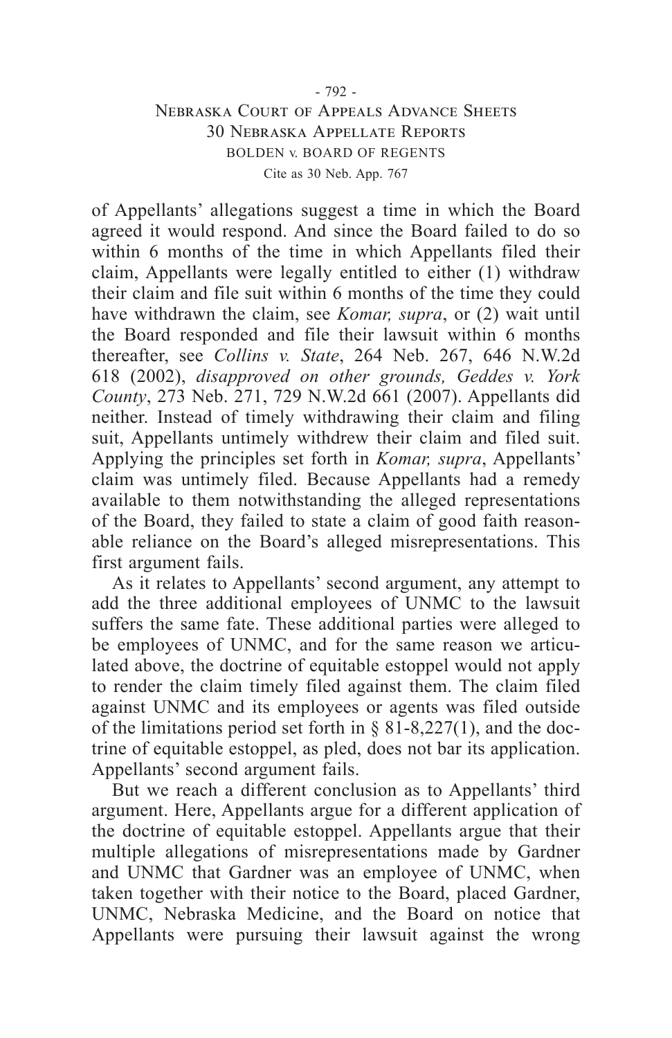of Appellants' allegations suggest a time in which the Board agreed it would respond. And since the Board failed to do so within 6 months of the time in which Appellants filed their claim, Appellants were legally entitled to either (1) withdraw their claim and file suit within 6 months of the time they could have withdrawn the claim, see *Komar, supra*, or (2) wait until the Board responded and file their lawsuit within 6 months thereafter, see *Collins v. State*, 264 Neb. 267, 646 N.W.2d 618 (2002), *disapproved on other grounds, Geddes v. York County*, 273 Neb. 271, 729 N.W.2d 661 (2007). Appellants did neither. Instead of timely withdrawing their claim and filing suit, Appellants untimely withdrew their claim and filed suit. Applying the principles set forth in *Komar, supra*, Appellants' claim was untimely filed. Because Appellants had a remedy available to them notwithstanding the alleged representations of the Board, they failed to state a claim of good faith reasonable reliance on the Board's alleged misrepresentations. This first argument fails.

As it relates to Appellants' second argument, any attempt to add the three additional employees of UNMC to the lawsuit suffers the same fate. These additional parties were alleged to be employees of UNMC, and for the same reason we articulated above, the doctrine of equitable estoppel would not apply to render the claim timely filed against them. The claim filed against UNMC and its employees or agents was filed outside of the limitations period set forth in § 81-8,227(1), and the doctrine of equitable estoppel, as pled, does not bar its application. Appellants' second argument fails.

But we reach a different conclusion as to Appellants' third argument. Here, Appellants argue for a different application of the doctrine of equitable estoppel. Appellants argue that their multiple allegations of misrepresentations made by Gardner and UNMC that Gardner was an employee of UNMC, when taken together with their notice to the Board, placed Gardner, UNMC, Nebraska Medicine, and the Board on notice that Appellants were pursuing their lawsuit against the wrong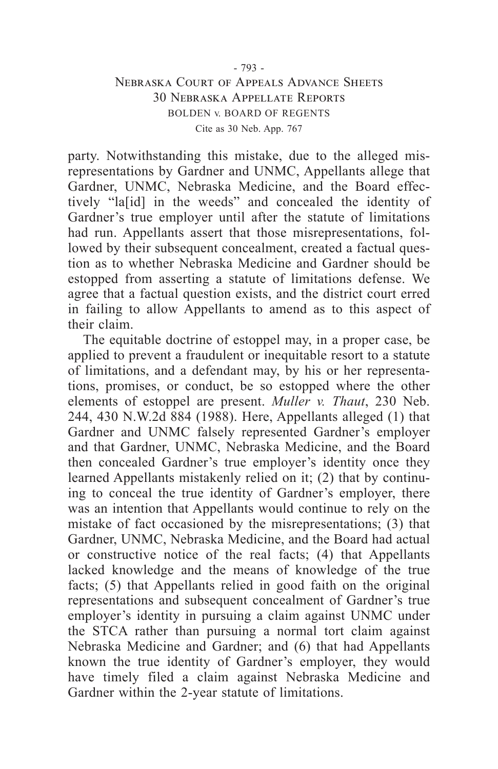party. Notwithstanding this mistake, due to the alleged misrepresentations by Gardner and UNMC, Appellants allege that Gardner, UNMC, Nebraska Medicine, and the Board effectively "la[id] in the weeds" and concealed the identity of Gardner's true employer until after the statute of limitations had run. Appellants assert that those misrepresentations, followed by their subsequent concealment, created a factual question as to whether Nebraska Medicine and Gardner should be estopped from asserting a statute of limitations defense. We agree that a factual question exists, and the district court erred in failing to allow Appellants to amend as to this aspect of their claim.

The equitable doctrine of estoppel may, in a proper case, be applied to prevent a fraudulent or inequitable resort to a statute of limitations, and a defendant may, by his or her representations, promises, or conduct, be so estopped where the other elements of estoppel are present. *Muller v. Thaut*, 230 Neb. 244, 430 N.W.2d 884 (1988). Here, Appellants alleged (1) that Gardner and UNMC falsely represented Gardner's employer and that Gardner, UNMC, Nebraska Medicine, and the Board then concealed Gardner's true employer's identity once they learned Appellants mistakenly relied on it; (2) that by continuing to conceal the true identity of Gardner's employer, there was an intention that Appellants would continue to rely on the mistake of fact occasioned by the misrepresentations; (3) that Gardner, UNMC, Nebraska Medicine, and the Board had actual or constructive notice of the real facts; (4) that Appellants lacked knowledge and the means of knowledge of the true facts; (5) that Appellants relied in good faith on the original representations and subsequent concealment of Gardner's true employer's identity in pursuing a claim against UNMC under the STCA rather than pursuing a normal tort claim against Nebraska Medicine and Gardner; and (6) that had Appellants known the true identity of Gardner's employer, they would have timely filed a claim against Nebraska Medicine and Gardner within the 2-year statute of limitations.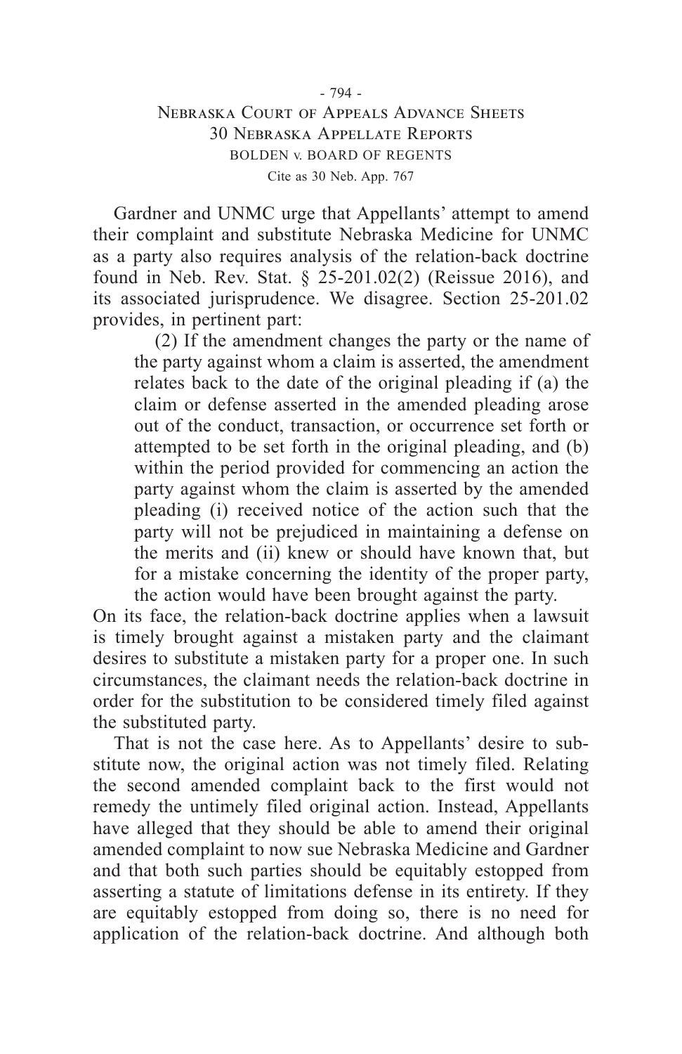Gardner and UNMC urge that Appellants' attempt to amend their complaint and substitute Nebraska Medicine for UNMC as a party also requires analysis of the relation-back doctrine found in Neb. Rev. Stat. § 25-201.02(2) (Reissue 2016), and its associated jurisprudence. We disagree. Section 25-201.02 provides, in pertinent part:

> (2) If the amendment changes the party or the name of the party against whom a claim is asserted, the amendment relates back to the date of the original pleading if (a) the claim or defense asserted in the amended pleading arose out of the conduct, transaction, or occurrence set forth or attempted to be set forth in the original pleading, and (b) within the period provided for commencing an action the party against whom the claim is asserted by the amended pleading (i) received notice of the action such that the party will not be prejudiced in maintaining a defense on the merits and (ii) knew or should have known that, but for a mistake concerning the identity of the proper party, the action would have been brought against the party.

On its face, the relation-back doctrine applies when a lawsuit is timely brought against a mistaken party and the claimant desires to substitute a mistaken party for a proper one. In such circumstances, the claimant needs the relation-back doctrine in order for the substitution to be considered timely filed against the substituted party.

That is not the case here. As to Appellants' desire to substitute now, the original action was not timely filed. Relating the second amended complaint back to the first would not remedy the untimely filed original action. Instead, Appellants have alleged that they should be able to amend their original amended complaint to now sue Nebraska Medicine and Gardner and that both such parties should be equitably estopped from asserting a statute of limitations defense in its entirety. If they are equitably estopped from doing so, there is no need for application of the relation-back doctrine. And although both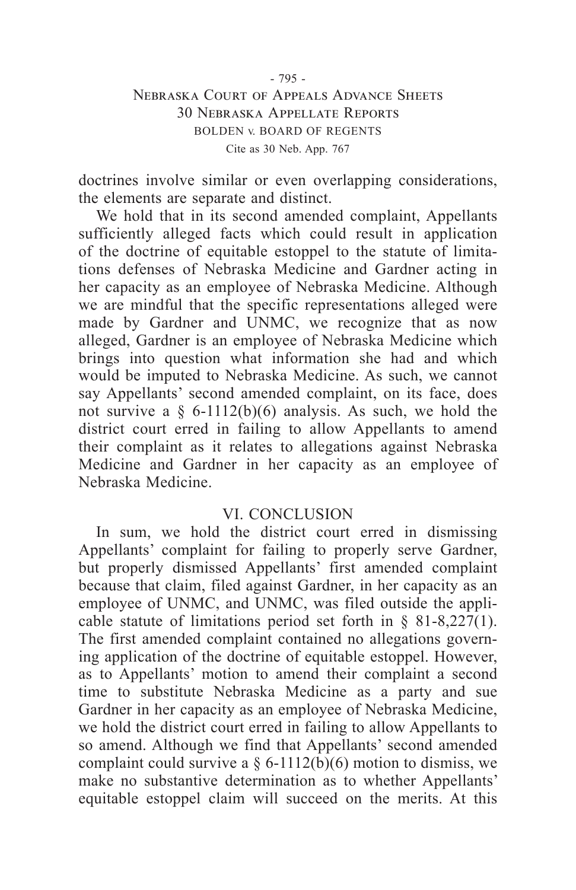doctrines involve similar or even overlapping considerations, the elements are separate and distinct.

We hold that in its second amended complaint, Appellants sufficiently alleged facts which could result in application of the doctrine of equitable estoppel to the statute of limitations defenses of Nebraska Medicine and Gardner acting in her capacity as an employee of Nebraska Medicine. Although we are mindful that the specific representations alleged were made by Gardner and UNMC, we recognize that as now alleged, Gardner is an employee of Nebraska Medicine which brings into question what information she had and which would be imputed to Nebraska Medicine. As such, we cannot say Appellants' second amended complaint, on its face, does not survive a § 6-1112(b)(6) analysis. As such, we hold the district court erred in failing to allow Appellants to amend their complaint as it relates to allegations against Nebraska Medicine and Gardner in her capacity as an employee of Nebraska Medicine.

## VI. CONCLUSION

In sum, we hold the district court erred in dismissing Appellants' complaint for failing to properly serve Gardner, but properly dismissed Appellants' first amended complaint because that claim, filed against Gardner, in her capacity as an employee of UNMC, and UNMC, was filed outside the applicable statute of limitations period set forth in § 81-8,227(1). The first amended complaint contained no allegations governing application of the doctrine of equitable estoppel. However, as to Appellants' motion to amend their complaint a second time to substitute Nebraska Medicine as a party and sue Gardner in her capacity as an employee of Nebraska Medicine, we hold the district court erred in failing to allow Appellants to so amend. Although we find that Appellants' second amended complaint could survive a § 6-1112(b)(6) motion to dismiss, we make no substantive determination as to whether Appellants' equitable estoppel claim will succeed on the merits. At this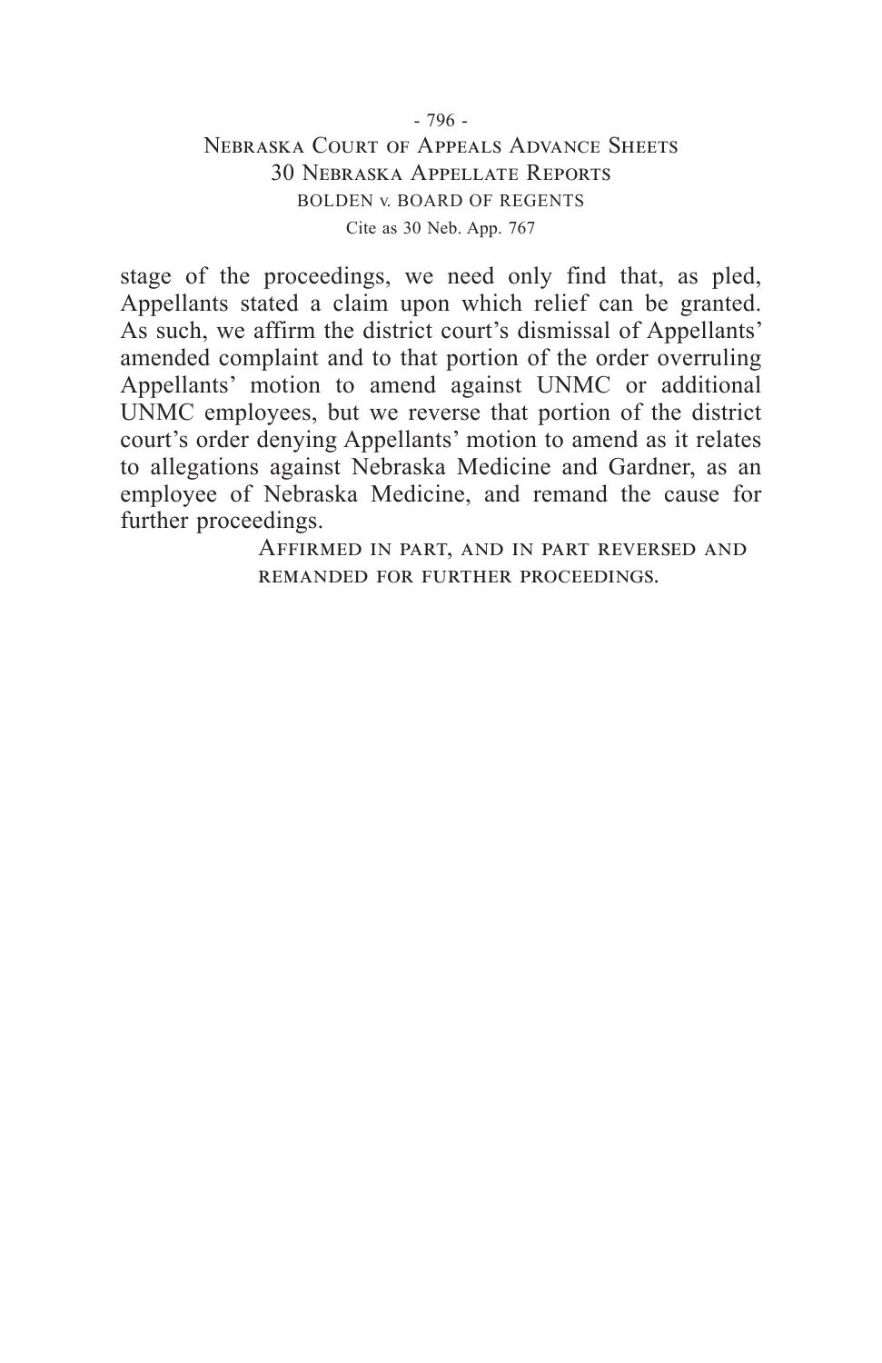stage of the proceedings, we need only find that, as pled, Appellants stated a claim upon which relief can be granted. As such, we affirm the district court's dismissal of Appellants' amended complaint and to that portion of the order overruling Appellants' motion to amend against UNMC or additional UNMC employees, but we reverse that portion of the district court's order denying Appellants' motion to amend as it relates to allegations against Nebraska Medicine and Gardner, as an employee of Nebraska Medicine, and remand the cause for further proceedings.

Affirmed in part, and in part reversed and remanded for further proceedings.